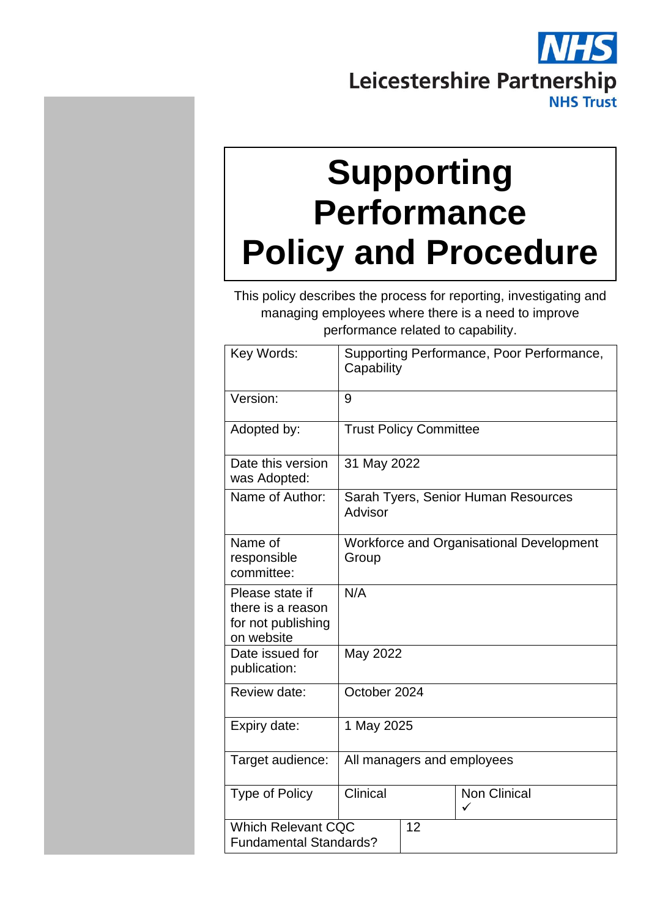NHS
Leicestershire Partnership
NHS Trust

# Supporting Performance Policy and Procedure

This policy describes the process for reporting, investigating and managing employees where there is a need to improve performance related to capability.

| Key Words: | Supporting Performance, Poor Performance, Capability | |
|---|---|---|
| Version: | 9 | |
| Adopted by: | Trust Policy Committee | |
| Date this version was Adopted: | 31 May 2022 | |
| Name of Author: | Sarah Tyers, Senior Human Resources Advisor | |
| Name of responsible committee: | Workforce and Organisational Development Group | |
| Please state if there is a reason for not publishing on website | N/A | |
| Date issued for publication: | May 2022 | |
| Review date: | October 2024 | |
| Expiry date: | 1 May 2025 | |
| Target audience: | All managers and employees | |
| Type of Policy | Clinical | Non Clinical ✓ |
| Which Relevant CQC Fundamental Standards? | 12 | |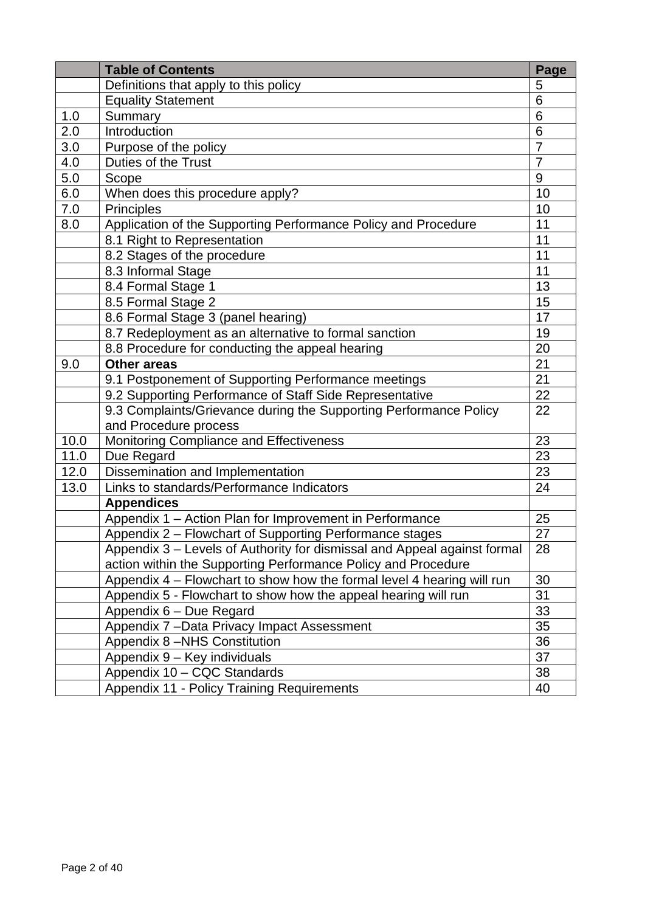| | **Table of Contents** | **Page** |
|---|---|---|
| | Definitions that apply to this policy | 5 |
| | Equality Statement | 6 |
| 1.0 | Summary | 6 |
| 2.0 | Introduction | 6 |
| 3.0 | Purpose of the policy | 7 |
| 4.0 | Duties of the Trust | 7 |
| 5.0 | Scope | 9 |
| 6.0 | When does this procedure apply? | 10 |
| 7.0 | Principles | 10 |
| 8.0 | Application of the Supporting Performance Policy and Procedure | 11 |
| | 8.1 Right to Representation | 11 |
| | 8.2 Stages of the procedure | 11 |
| | 8.3 Informal Stage | 11 |
| | 8.4 Formal Stage 1 | 13 |
| | 8.5 Formal Stage 2 | 15 |
| | 8.6 Formal Stage 3 (panel hearing) | 17 |
| | 8.7 Redeployment as an alternative to formal sanction | 19 |
| | 8.8 Procedure for conducting the appeal hearing | 20 |
| 9.0 | **Other areas** | 21 |
| | 9.1 Postponement of Supporting Performance meetings | 21 |
| | 9.2 Supporting Performance of Staff Side Representative | 22 |
| | 9.3 Complaints/Grievance during the Supporting Performance Policy and Procedure process | 22 |
| 10.0 | Monitoring Compliance and Effectiveness | 23 |
| 11.0 | Due Regard | 23 |
| 12.0 | Dissemination and Implementation | 23 |
| 13.0 | Links to standards/Performance Indicators | 24 |
| | **Appendices** | |
| | Appendix 1 – Action Plan for Improvement in Performance | 25 |
| | Appendix 2 – Flowchart of Supporting Performance stages | 27 |
| | Appendix 3 – Levels of Authority for dismissal and Appeal against formal action within the Supporting Performance Policy and Procedure | 28 |
| | Appendix 4 – Flowchart to show how the formal level 4 hearing will run | 30 |
| | Appendix 5 - Flowchart to show how the appeal hearing will run | 31 |
| | Appendix 6 – Due Regard | 33 |
| | Appendix 7 –Data Privacy Impact Assessment | 35 |
| | Appendix 8 –NHS Constitution | 36 |
| | Appendix 9 – Key individuals | 37 |
| | Appendix 10 – CQC Standards | 38 |
| | Appendix 11 - Policy Training Requirements | 40 |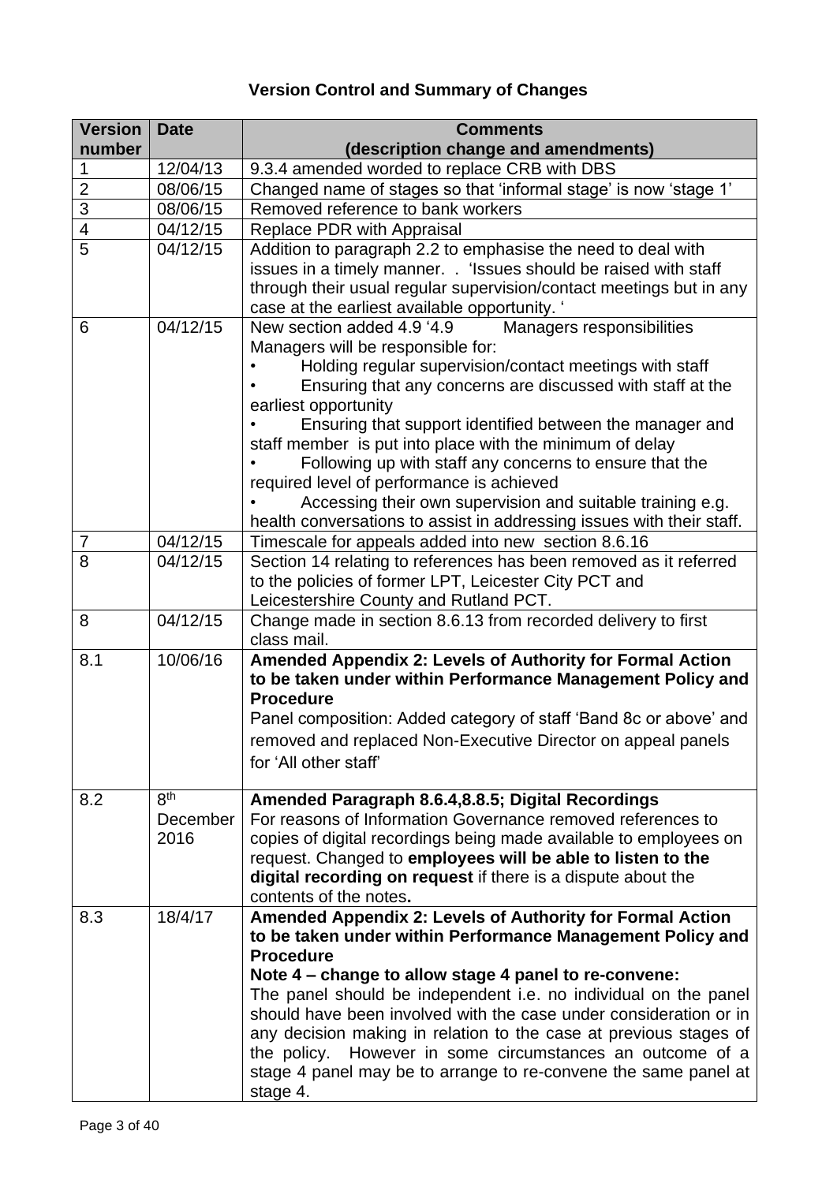**Version Control and Summary of Changes**

| Version number | Date | Comments (description change and amendments) |
|---|---|---|
| 1 | 12/04/13 | 9.3.4 amended worded to replace CRB with DBS |
| 2 | 08/06/15 | Changed name of stages so that 'informal stage' is now 'stage 1' |
| 3 | 08/06/15 | Removed reference to bank workers |
| 4 | 04/12/15 | Replace PDR with Appraisal |
| 5 | 04/12/15 | Addition to paragraph 2.2 to emphasise the need to deal with issues in a timely manner. . 'Issues should be raised with staff through their usual regular supervision/contact meetings but in any case at the earliest available opportunity. ' |
| 6 | 04/12/15 | New section added 4.9 '4.9 Managers responsibilities<br>Managers will be responsible for:<br>• Holding regular supervision/contact meetings with staff<br>• Ensuring that any concerns are discussed with staff at the earliest opportunity<br>• Ensuring that support identified between the manager and staff member is put into place with the minimum of delay<br>• Following up with staff any concerns to ensure that the required level of performance is achieved<br>• Accessing their own supervision and suitable training e.g. health conversations to assist in addressing issues with their staff. |
| 7 | 04/12/15 | Timescale for appeals added into new section 8.6.16 |
| 8 | 04/12/15 | Section 14 relating to references has been removed as it referred to the policies of former LPT, Leicester City PCT and Leicestershire County and Rutland PCT. |
| 8 | 04/12/15 | Change made in section 8.6.13 from recorded delivery to first class mail. |
| 8.1 | 10/06/16 | **Amended Appendix 2: Levels of Authority for Formal Action to be taken under within Performance Management Policy and Procedure**<br>Panel composition: Added category of staff 'Band 8c or above' and removed and replaced Non-Executive Director on appeal panels for 'All other staff' |
| 8.2 | 8th December 2016 | **Amended Paragraph 8.6.4,8.8.5; Digital Recordings**<br>For reasons of Information Governance removed references to copies of digital recordings being made available to employees on request. Changed to **employees will be able to listen to the digital recording on request** if there is a dispute about the contents of the notes**.** |
| 8.3 | 18/4/17 | **Amended Appendix 2: Levels of Authority for Formal Action to be taken under within Performance Management Policy and Procedure**<br>**Note 4 – change to allow stage 4 panel to re-convene:**<br>The panel should be independent i.e. no individual on the panel should have been involved with the case under consideration or in any decision making in relation to the case at previous stages of the policy. However in some circumstances an outcome of a stage 4 panel may be to arrange to re-convene the same panel at stage 4. |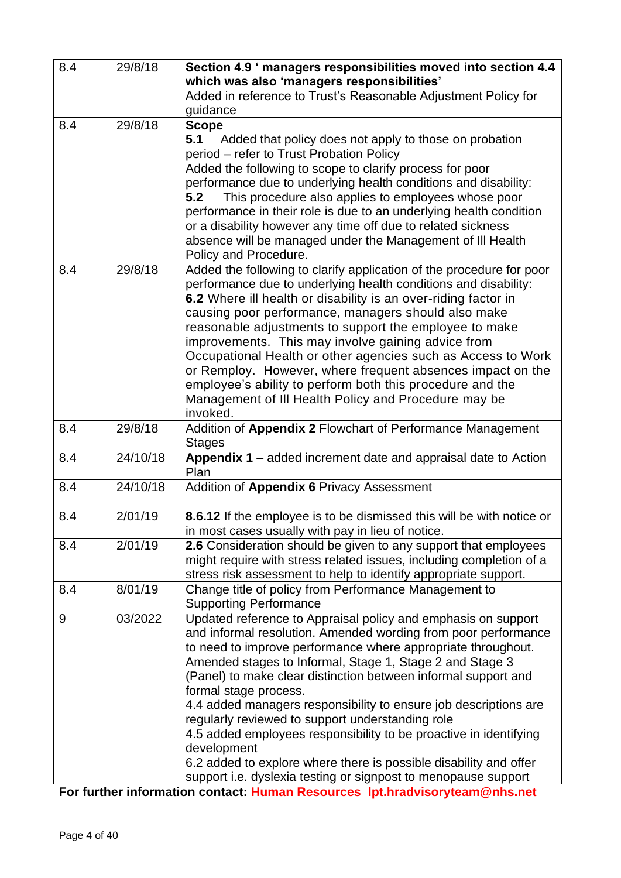| | | |
|---|---|---|
| 8.4 | 29/8/18 | **Section 4.9 ' managers responsibilities moved into section 4.4 which was also 'managers responsibilities'**<br>Added in reference to Trust's Reasonable Adjustment Policy for guidance |
| 8.4 | 29/8/18 | **Scope**<br>**5.1** Added that policy does not apply to those on probation period – refer to Trust Probation Policy<br>Added the following to scope to clarify process for poor performance due to underlying health conditions and disability:<br>**5.2** This procedure also applies to employees whose poor performance in their role is due to an underlying health condition or a disability however any time off due to related sickness absence will be managed under the Management of Ill Health Policy and Procedure. |
| 8.4 | 29/8/18 | Added the following to clarify application of the procedure for poor performance due to underlying health conditions and disability:<br>**6.2** Where ill health or disability is an over-riding factor in causing poor performance, managers should also make reasonable adjustments to support the employee to make improvements. This may involve gaining advice from Occupational Health or other agencies such as Access to Work or Remploy. However, where frequent absences impact on the employee's ability to perform both this procedure and the Management of Ill Health Policy and Procedure may be invoked. |
| 8.4 | 29/8/18 | Addition of **Appendix 2** Flowchart of Performance Management Stages |
| 8.4 | 24/10/18 | **Appendix 1** – added increment date and appraisal date to Action Plan |
| 8.4 | 24/10/18 | Addition of **Appendix 6** Privacy Assessment |
| 8.4 | 2/01/19 | **8.6.12** If the employee is to be dismissed this will be with notice or in most cases usually with pay in lieu of notice. |
| 8.4 | 2/01/19 | **2.6** Consideration should be given to any support that employees might require with stress related issues, including completion of a stress risk assessment to help to identify appropriate support. |
| 8.4 | 8/01/19 | Change title of policy from Performance Management to Supporting Performance |
| 9 | 03/2022 | Updated reference to Appraisal policy and emphasis on support and informal resolution. Amended wording from poor performance to need to improve performance where appropriate throughout. Amended stages to Informal, Stage 1, Stage 2 and Stage 3 (Panel) to make clear distinction between informal support and formal stage process.<br>4.4 added managers responsibility to ensure job descriptions are regularly reviewed to support understanding role<br>4.5 added employees responsibility to be proactive in identifying development<br>6.2 added to explore where there is possible disability and offer support i.e. dyslexia testing or signpost to menopause support |

**For further information contact: Human Resources lpt.hradvisoryteam@nhs.net**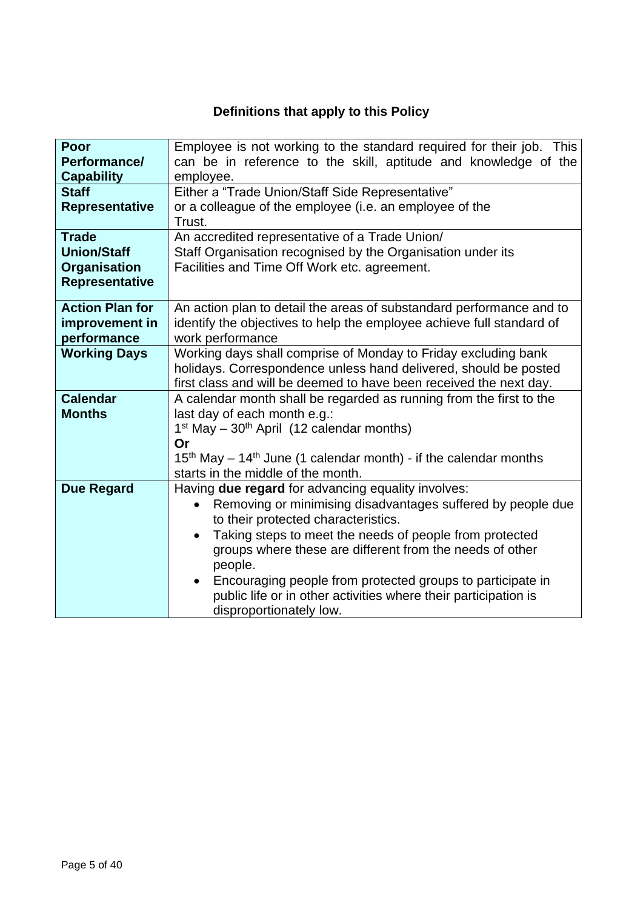## Definitions that apply to this Policy

| | |
|---|---|
| **Poor Performance/ Capability** | Employee is not working to the standard required for their job. This can be in reference to the skill, aptitude and knowledge of the employee. |
| **Staff Representative** | Either a "Trade Union/Staff Side Representative" or a colleague of the employee (i.e. an employee of the Trust. |
| **Trade Union/Staff Organisation Representative** | An accredited representative of a Trade Union/ Staff Organisation recognised by the Organisation under its Facilities and Time Off Work etc. agreement. |
| **Action Plan for improvement in performance** | An action plan to detail the areas of substandard performance and to identify the objectives to help the employee achieve full standard of work performance |
| **Working Days** | Working days shall comprise of Monday to Friday excluding bank holidays. Correspondence unless hand delivered, should be posted first class and will be deemed to have been received the next day. |
| **Calendar Months** | A calendar month shall be regarded as running from the first to the last day of each month e.g.: 1st May – 30th April (12 calendar months) **Or** 15th May – 14th June (1 calendar month) - if the calendar months starts in the middle of the month. |
| **Due Regard** | Having **due regard** for advancing equality involves: • Removing or minimising disadvantages suffered by people due to their protected characteristics. • Taking steps to meet the needs of people from protected groups where these are different from the needs of other people. • Encouraging people from protected groups to participate in public life or in other activities where their participation is disproportionately low. |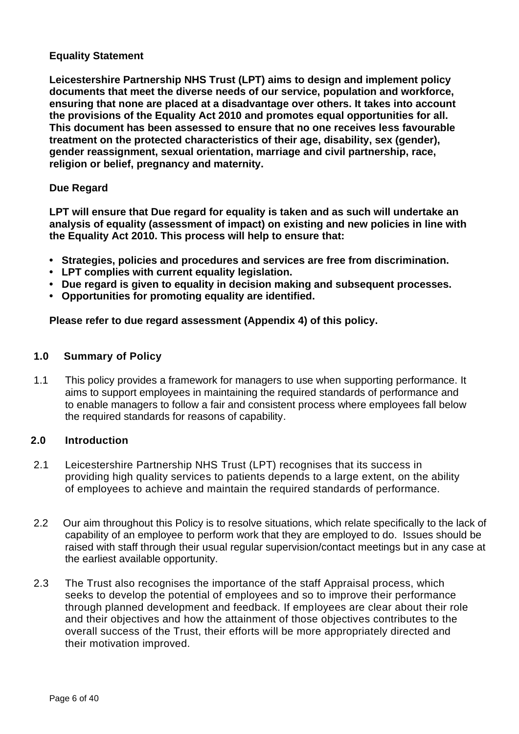**Equality Statement**

**Leicestershire Partnership NHS Trust (LPT) aims to design and implement policy documents that meet the diverse needs of our service, population and workforce, ensuring that none are placed at a disadvantage over others. It takes into account the provisions of the Equality Act 2010 and promotes equal opportunities for all. This document has been assessed to ensure that no one receives less favourable treatment on the protected characteristics of their age, disability, sex (gender), gender reassignment, sexual orientation, marriage and civil partnership, race, religion or belief, pregnancy and maternity.**

**Due Regard**

**LPT will ensure that Due regard for equality is taken and as such will undertake an analysis of equality (assessment of impact) on existing and new policies in line with the Equality Act 2010. This process will help to ensure that:**

- **Strategies, policies and procedures and services are free from discrimination.**
- **LPT complies with current equality legislation.**
- **Due regard is given to equality in decision making and subsequent processes.**
- **Opportunities for promoting equality are identified.**

**Please refer to due regard assessment (Appendix 4) of this policy.**

## 1.0 Summary of Policy

1.1 This policy provides a framework for managers to use when supporting performance. It aims to support employees in maintaining the required standards of performance and to enable managers to follow a fair and consistent process where employees fall below the required standards for reasons of capability.

## 2.0 Introduction

2.1 Leicestershire Partnership NHS Trust (LPT) recognises that its success in providing high quality services to patients depends to a large extent, on the ability of employees to achieve and maintain the required standards of performance.

2.2 Our aim throughout this Policy is to resolve situations, which relate specifically to the lack of capability of an employee to perform work that they are employed to do. Issues should be raised with staff through their usual regular supervision/contact meetings but in any case at the earliest available opportunity.

2.3 The Trust also recognises the importance of the staff Appraisal process, which seeks to develop the potential of employees and so to improve their performance through planned development and feedback. If employees are clear about their role and their objectives and how the attainment of those objectives contributes to the overall success of the Trust, their efforts will be more appropriately directed and their motivation improved.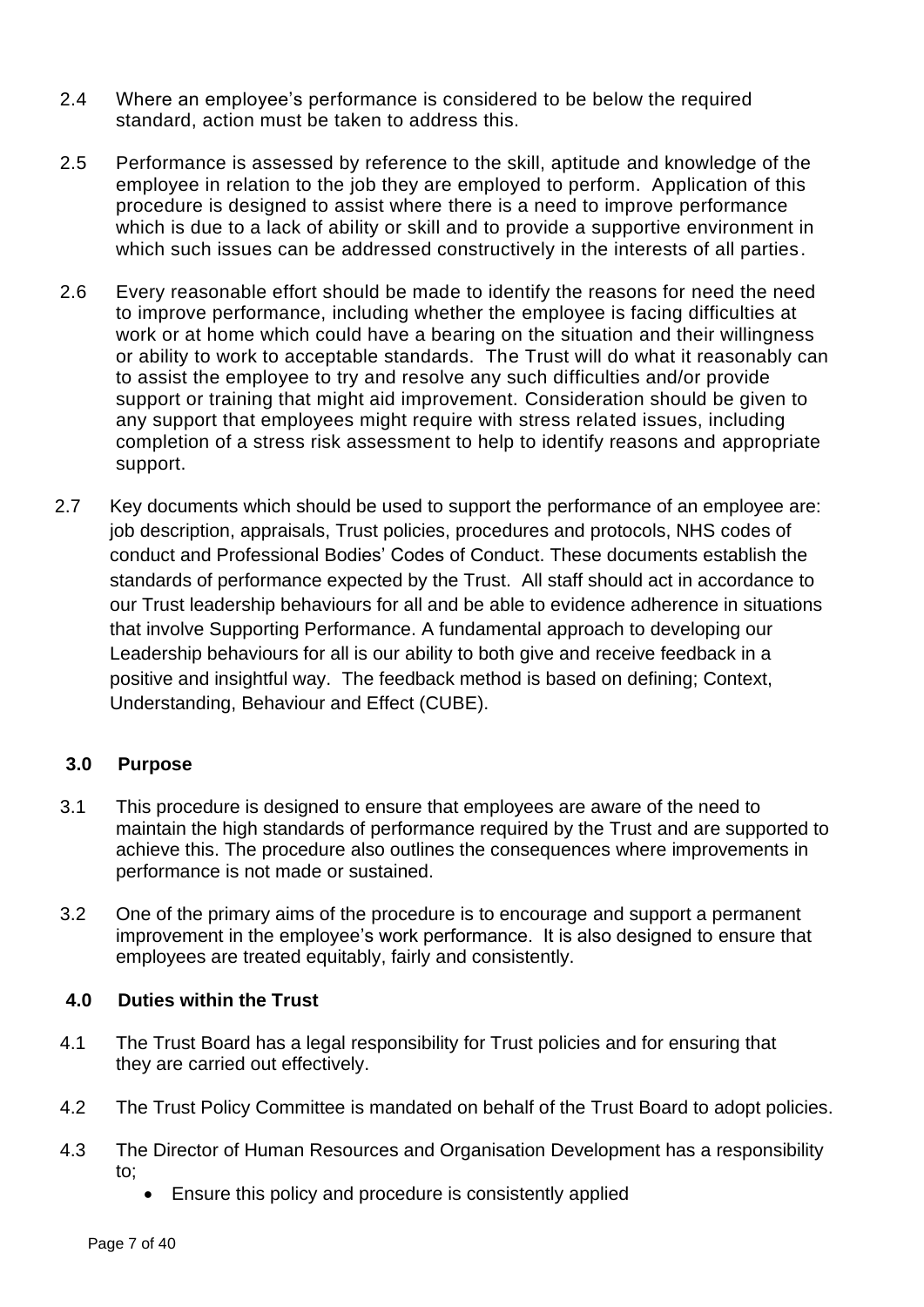2.4 Where an employee's performance is considered to be below the required standard, action must be taken to address this.

2.5 Performance is assessed by reference to the skill, aptitude and knowledge of the employee in relation to the job they are employed to perform. Application of this procedure is designed to assist where there is a need to improve performance which is due to a lack of ability or skill and to provide a supportive environment in which such issues can be addressed constructively in the interests of all parties.

2.6 Every reasonable effort should be made to identify the reasons for need the need to improve performance, including whether the employee is facing difficulties at work or at home which could have a bearing on the situation and their willingness or ability to work to acceptable standards. The Trust will do what it reasonably can to assist the employee to try and resolve any such difficulties and/or provide support or training that might aid improvement. Consideration should be given to any support that employees might require with stress related issues, including completion of a stress risk assessment to help to identify reasons and appropriate support.

2.7 Key documents which should be used to support the performance of an employee are: job description, appraisals, Trust policies, procedures and protocols, NHS codes of conduct and Professional Bodies' Codes of Conduct. These documents establish the standards of performance expected by the Trust. All staff should act in accordance to our Trust leadership behaviours for all and be able to evidence adherence in situations that involve Supporting Performance. A fundamental approach to developing our Leadership behaviours for all is our ability to both give and receive feedback in a positive and insightful way. The feedback method is based on defining; Context, Understanding, Behaviour and Effect (CUBE).

## 3.0 Purpose

3.1 This procedure is designed to ensure that employees are aware of the need to maintain the high standards of performance required by the Trust and are supported to achieve this. The procedure also outlines the consequences where improvements in performance is not made or sustained.

3.2 One of the primary aims of the procedure is to encourage and support a permanent improvement in the employee's work performance. It is also designed to ensure that employees are treated equitably, fairly and consistently.

## 4.0 Duties within the Trust

4.1 The Trust Board has a legal responsibility for Trust policies and for ensuring that they are carried out effectively.

4.2 The Trust Policy Committee is mandated on behalf of the Trust Board to adopt policies.

4.3 The Director of Human Resources and Organisation Development has a responsibility to;

- Ensure this policy and procedure is consistently applied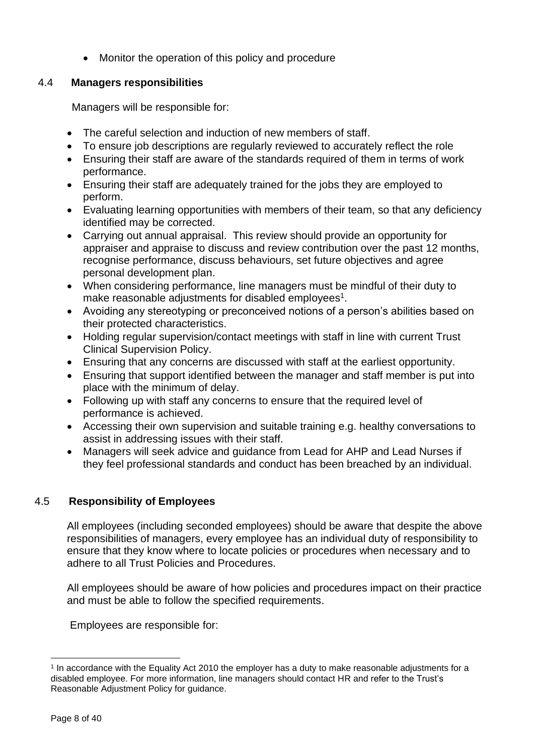- Monitor the operation of this policy and procedure

### 4.4 Managers responsibilities

Managers will be responsible for:

- The careful selection and induction of new members of staff.
- To ensure job descriptions are regularly reviewed to accurately reflect the role
- Ensuring their staff are aware of the standards required of them in terms of work performance.
- Ensuring their staff are adequately trained for the jobs they are employed to perform.
- Evaluating learning opportunities with members of their team, so that any deficiency identified may be corrected.
- Carrying out annual appraisal. This review should provide an opportunity for appraiser and appraise to discuss and review contribution over the past 12 months, recognise performance, discuss behaviours, set future objectives and agree personal development plan.
- When considering performance, line managers must be mindful of their duty to make reasonable adjustments for disabled employees[1].
- Avoiding any stereotyping or preconceived notions of a person's abilities based on their protected characteristics.
- Holding regular supervision/contact meetings with staff in line with current Trust Clinical Supervision Policy.
- Ensuring that any concerns are discussed with staff at the earliest opportunity.
- Ensuring that support identified between the manager and staff member is put into place with the minimum of delay.
- Following up with staff any concerns to ensure that the required level of performance is achieved.
- Accessing their own supervision and suitable training e.g. healthy conversations to assist in addressing issues with their staff.
- Managers will seek advice and guidance from Lead for AHP and Lead Nurses if they feel professional standards and conduct has been breached by an individual.

### 4.5 Responsibility of Employees

All employees (including seconded employees) should be aware that despite the above responsibilities of managers, every employee has an individual duty of responsibility to ensure that they know where to locate policies or procedures when necessary and to adhere to all Trust Policies and Procedures.

All employees should be aware of how policies and procedures impact on their practice and must be able to follow the specified requirements.

Employees are responsible for:

---

[1] In accordance with the Equality Act 2010 the employer has a duty to make reasonable adjustments for a disabled employee. For more information, line managers should contact HR and refer to the Trust's Reasonable Adjustment Policy for guidance.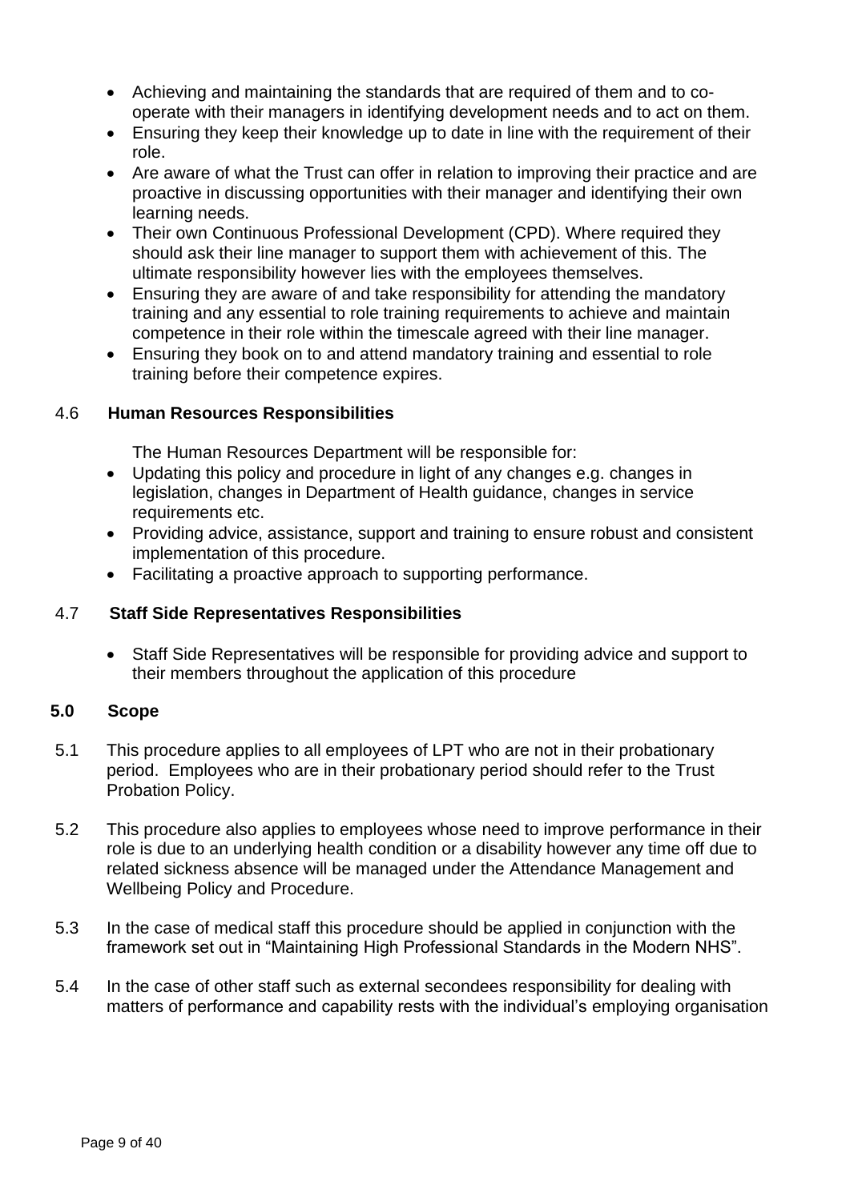- Achieving and maintaining the standards that are required of them and to co-operate with their managers in identifying development needs and to act on them.
- Ensuring they keep their knowledge up to date in line with the requirement of their role.
- Are aware of what the Trust can offer in relation to improving their practice and are proactive in discussing opportunities with their manager and identifying their own learning needs.
- Their own Continuous Professional Development (CPD). Where required they should ask their line manager to support them with achievement of this. The ultimate responsibility however lies with the employees themselves.
- Ensuring they are aware of and take responsibility for attending the mandatory training and any essential to role training requirements to achieve and maintain competence in their role within the timescale agreed with their line manager.
- Ensuring they book on to and attend mandatory training and essential to role training before their competence expires.

### 4.6 Human Resources Responsibilities

The Human Resources Department will be responsible for:

- Updating this policy and procedure in light of any changes e.g. changes in legislation, changes in Department of Health guidance, changes in service requirements etc.
- Providing advice, assistance, support and training to ensure robust and consistent implementation of this procedure.
- Facilitating a proactive approach to supporting performance.

### 4.7 Staff Side Representatives Responsibilities

- Staff Side Representatives will be responsible for providing advice and support to their members throughout the application of this procedure

## 5.0 Scope

5.1 This procedure applies to all employees of LPT who are not in their probationary period. Employees who are in their probationary period should refer to the Trust Probation Policy.

5.2 This procedure also applies to employees whose need to improve performance in their role is due to an underlying health condition or a disability however any time off due to related sickness absence will be managed under the Attendance Management and Wellbeing Policy and Procedure.

5.3 In the case of medical staff this procedure should be applied in conjunction with the framework set out in “Maintaining High Professional Standards in the Modern NHS”.

5.4 In the case of other staff such as external secondees responsibility for dealing with matters of performance and capability rests with the individual’s employing organisation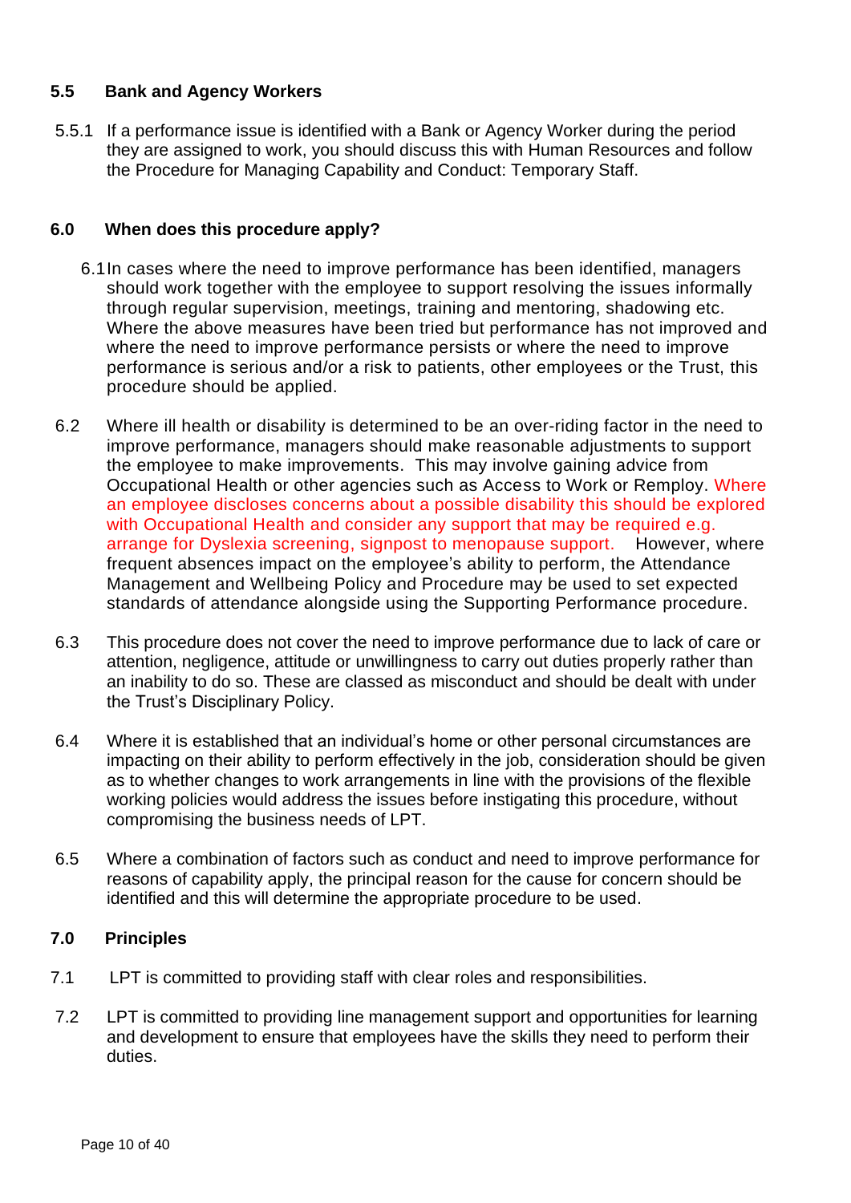### 5.5 Bank and Agency Workers

5.5.1 If a performance issue is identified with a Bank or Agency Worker during the period they are assigned to work, you should discuss this with Human Resources and follow the Procedure for Managing Capability and Conduct: Temporary Staff.

## 6.0 When does this procedure apply?

6.1 In cases where the need to improve performance has been identified, managers should work together with the employee to support resolving the issues informally through regular supervision, meetings, training and mentoring, shadowing etc. Where the above measures have been tried but performance has not improved and where the need to improve performance persists or where the need to improve performance is serious and/or a risk to patients, other employees or the Trust, this procedure should be applied.

6.2 Where ill health or disability is determined to be an over-riding factor in the need to improve performance, managers should make reasonable adjustments to support the employee to make improvements. This may involve gaining advice from Occupational Health or other agencies such as Access to Work or Remploy. Where an employee discloses concerns about a possible disability this should be explored with Occupational Health and consider any support that may be required e.g. arrange for Dyslexia screening, signpost to menopause support. However, where frequent absences impact on the employee's ability to perform, the Attendance Management and Wellbeing Policy and Procedure may be used to set expected standards of attendance alongside using the Supporting Performance procedure.

6.3 This procedure does not cover the need to improve performance due to lack of care or attention, negligence, attitude or unwillingness to carry out duties properly rather than an inability to do so. These are classed as misconduct and should be dealt with under the Trust's Disciplinary Policy.

6.4 Where it is established that an individual's home or other personal circumstances are impacting on their ability to perform effectively in the job, consideration should be given as to whether changes to work arrangements in line with the provisions of the flexible working policies would address the issues before instigating this procedure, without compromising the business needs of LPT.

6.5 Where a combination of factors such as conduct and need to improve performance for reasons of capability apply, the principal reason for the cause for concern should be identified and this will determine the appropriate procedure to be used.

## 7.0 Principles

7.1 LPT is committed to providing staff with clear roles and responsibilities.

7.2 LPT is committed to providing line management support and opportunities for learning and development to ensure that employees have the skills they need to perform their duties.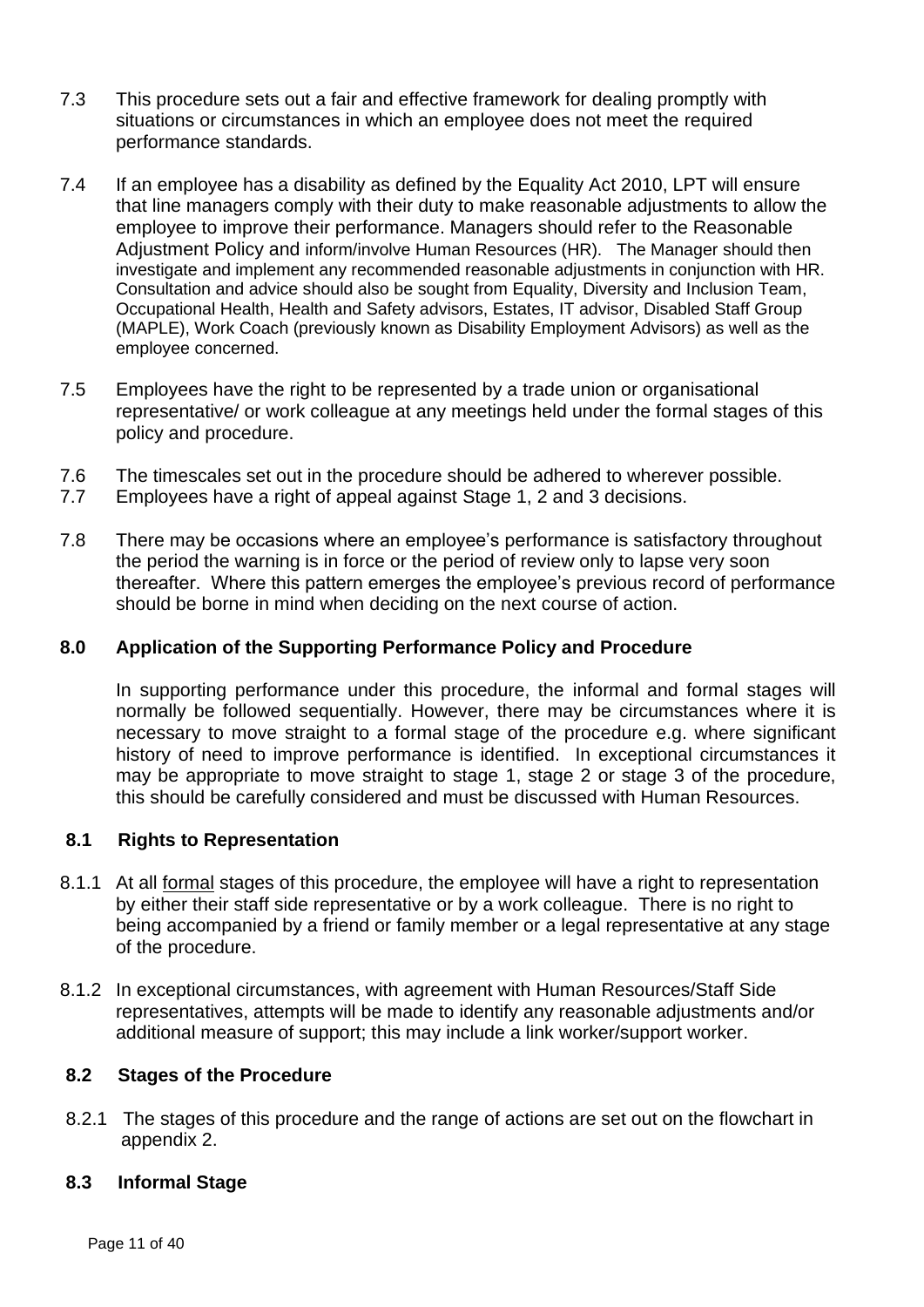7.3 This procedure sets out a fair and effective framework for dealing promptly with situations or circumstances in which an employee does not meet the required performance standards.

7.4 If an employee has a disability as defined by the Equality Act 2010, LPT will ensure that line managers comply with their duty to make reasonable adjustments to allow the employee to improve their performance. Managers should refer to the Reasonable Adjustment Policy and inform/involve Human Resources (HR). The Manager should then investigate and implement any recommended reasonable adjustments in conjunction with HR. Consultation and advice should also be sought from Equality, Diversity and Inclusion Team, Occupational Health, Health and Safety advisors, Estates, IT advisor, Disabled Staff Group (MAPLE), Work Coach (previously known as Disability Employment Advisors) as well as the employee concerned.

7.5 Employees have the right to be represented by a trade union or organisational representative/ or work colleague at any meetings held under the formal stages of this policy and procedure.

7.6 The timescales set out in the procedure should be adhered to wherever possible.

7.7 Employees have a right of appeal against Stage 1, 2 and 3 decisions.

7.8 There may be occasions where an employee's performance is satisfactory throughout the period the warning is in force or the period of review only to lapse very soon thereafter. Where this pattern emerges the employee's previous record of performance should be borne in mind when deciding on the next course of action.

## 8.0 Application of the Supporting Performance Policy and Procedure

In supporting performance under this procedure, the informal and formal stages will normally be followed sequentially. However, there may be circumstances where it is necessary to move straight to a formal stage of the procedure e.g. where significant history of need to improve performance is identified. In exceptional circumstances it may be appropriate to move straight to stage 1, stage 2 or stage 3 of the procedure, this should be carefully considered and must be discussed with Human Resources.

### 8.1 Rights to Representation

8.1.1 At all formal stages of this procedure, the employee will have a right to representation by either their staff side representative or by a work colleague. There is no right to being accompanied by a friend or family member or a legal representative at any stage of the procedure.

8.1.2 In exceptional circumstances, with agreement with Human Resources/Staff Side representatives, attempts will be made to identify any reasonable adjustments and/or additional measure of support; this may include a link worker/support worker.

### 8.2 Stages of the Procedure

8.2.1 The stages of this procedure and the range of actions are set out on the flowchart in appendix 2.

### 8.3 Informal Stage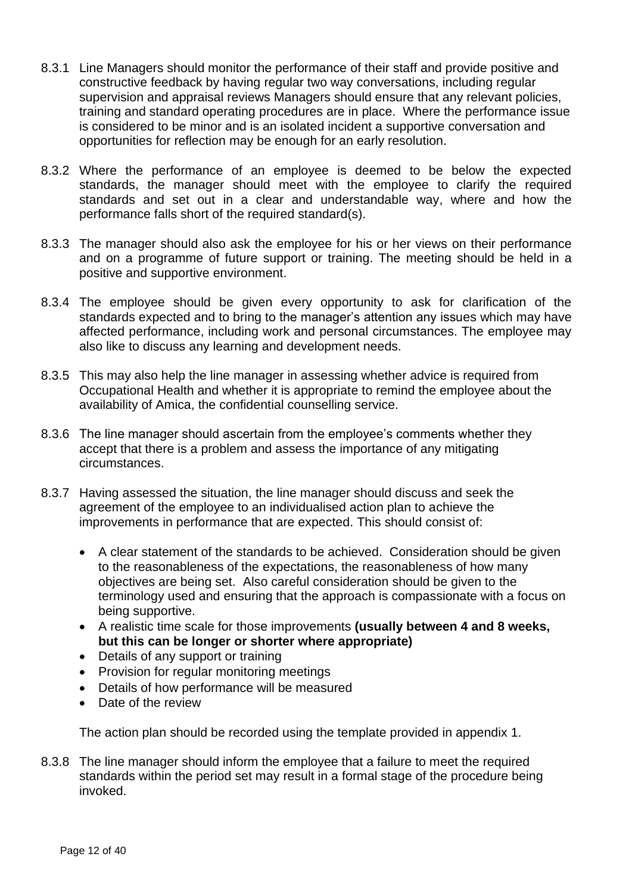8.3.1 Line Managers should monitor the performance of their staff and provide positive and constructive feedback by having regular two way conversations, including regular supervision and appraisal reviews Managers should ensure that any relevant policies, training and standard operating procedures are in place. Where the performance issue is considered to be minor and is an isolated incident a supportive conversation and opportunities for reflection may be enough for an early resolution.

8.3.2 Where the performance of an employee is deemed to be below the expected standards, the manager should meet with the employee to clarify the required standards and set out in a clear and understandable way, where and how the performance falls short of the required standard(s).

8.3.3 The manager should also ask the employee for his or her views on their performance and on a programme of future support or training. The meeting should be held in a positive and supportive environment.

8.3.4 The employee should be given every opportunity to ask for clarification of the standards expected and to bring to the manager's attention any issues which may have affected performance, including work and personal circumstances. The employee may also like to discuss any learning and development needs.

8.3.5 This may also help the line manager in assessing whether advice is required from Occupational Health and whether it is appropriate to remind the employee about the availability of Amica, the confidential counselling service.

8.3.6 The line manager should ascertain from the employee's comments whether they accept that there is a problem and assess the importance of any mitigating circumstances.

8.3.7 Having assessed the situation, the line manager should discuss and seek the agreement of the employee to an individualised action plan to achieve the improvements in performance that are expected. This should consist of:

- A clear statement of the standards to be achieved. Consideration should be given to the reasonableness of the expectations, the reasonableness of how many objectives are being set. Also careful consideration should be given to the terminology used and ensuring that the approach is compassionate with a focus on being supportive.
- A realistic time scale for those improvements **(usually between 4 and 8 weeks, but this can be longer or shorter where appropriate)**
- Details of any support or training
- Provision for regular monitoring meetings
- Details of how performance will be measured
- Date of the review

The action plan should be recorded using the template provided in appendix 1.

8.3.8 The line manager should inform the employee that a failure to meet the required standards within the period set may result in a formal stage of the procedure being invoked.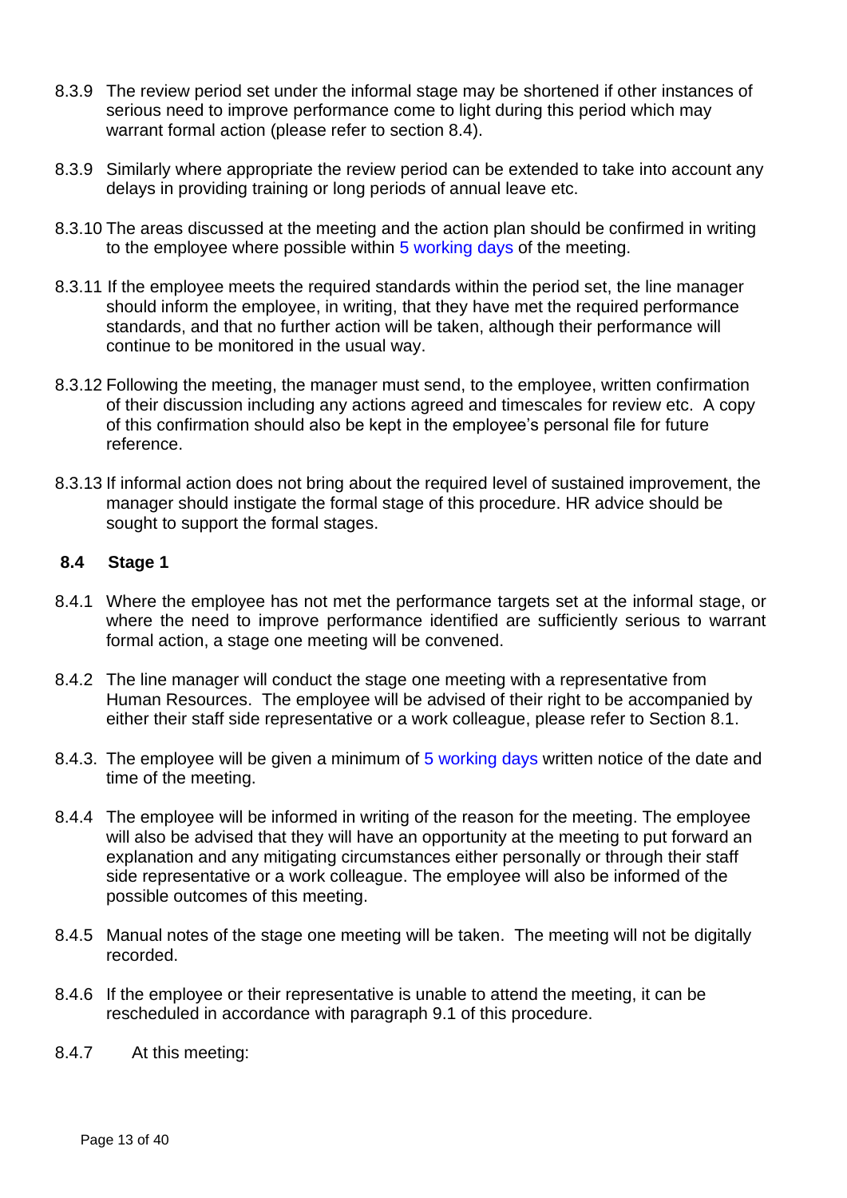8.3.9 The review period set under the informal stage may be shortened if other instances of serious need to improve performance come to light during this period which may warrant formal action (please refer to section 8.4).

8.3.9 Similarly where appropriate the review period can be extended to take into account any delays in providing training or long periods of annual leave etc.

8.3.10 The areas discussed at the meeting and the action plan should be confirmed in writing to the employee where possible within 5 working days of the meeting.

8.3.11 If the employee meets the required standards within the period set, the line manager should inform the employee, in writing, that they have met the required performance standards, and that no further action will be taken, although their performance will continue to be monitored in the usual way.

8.3.12 Following the meeting, the manager must send, to the employee, written confirmation of their discussion including any actions agreed and timescales for review etc. A copy of this confirmation should also be kept in the employee's personal file for future reference.

8.3.13 If informal action does not bring about the required level of sustained improvement, the manager should instigate the formal stage of this procedure. HR advice should be sought to support the formal stages.

### 8.4 Stage 1

8.4.1 Where the employee has not met the performance targets set at the informal stage, or where the need to improve performance identified are sufficiently serious to warrant formal action, a stage one meeting will be convened.

8.4.2 The line manager will conduct the stage one meeting with a representative from Human Resources. The employee will be advised of their right to be accompanied by either their staff side representative or a work colleague, please refer to Section 8.1.

8.4.3. The employee will be given a minimum of 5 working days written notice of the date and time of the meeting.

8.4.4 The employee will be informed in writing of the reason for the meeting. The employee will also be advised that they will have an opportunity at the meeting to put forward an explanation and any mitigating circumstances either personally or through their staff side representative or a work colleague. The employee will also be informed of the possible outcomes of this meeting.

8.4.5 Manual notes of the stage one meeting will be taken. The meeting will not be digitally recorded.

8.4.6 If the employee or their representative is unable to attend the meeting, it can be rescheduled in accordance with paragraph 9.1 of this procedure.

8.4.7 At this meeting: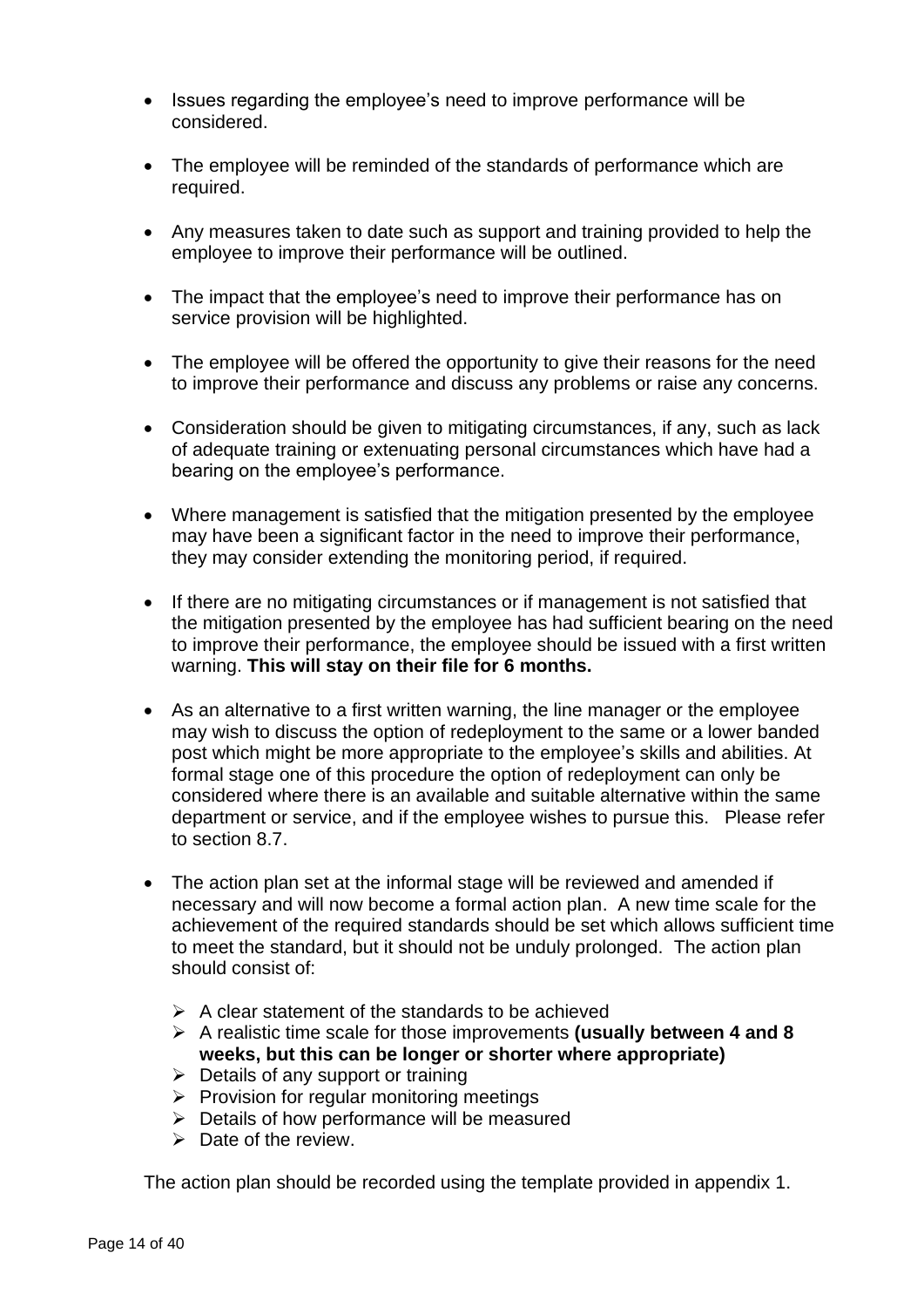- Issues regarding the employee's need to improve performance will be considered.

- The employee will be reminded of the standards of performance which are required.

- Any measures taken to date such as support and training provided to help the employee to improve their performance will be outlined.

- The impact that the employee's need to improve their performance has on service provision will be highlighted.

- The employee will be offered the opportunity to give their reasons for the need to improve their performance and discuss any problems or raise any concerns.

- Consideration should be given to mitigating circumstances, if any, such as lack of adequate training or extenuating personal circumstances which have had a bearing on the employee's performance.

- Where management is satisfied that the mitigation presented by the employee may have been a significant factor in the need to improve their performance, they may consider extending the monitoring period, if required.

- If there are no mitigating circumstances or if management is not satisfied that the mitigation presented by the employee has had sufficient bearing on the need to improve their performance, the employee should be issued with a first written warning. **This will stay on their file for 6 months.**

- As an alternative to a first written warning, the line manager or the employee may wish to discuss the option of redeployment to the same or a lower banded post which might be more appropriate to the employee's skills and abilities. At formal stage one of this procedure the option of redeployment can only be considered where there is an available and suitable alternative within the same department or service, and if the employee wishes to pursue this. Please refer to section 8.7.

- The action plan set at the informal stage will be reviewed and amended if necessary and will now become a formal action plan. A new time scale for the achievement of the required standards should be set which allows sufficient time to meet the standard, but it should not be unduly prolonged. The action plan should consist of:

  - A clear statement of the standards to be achieved
  - A realistic time scale for those improvements **(usually between 4 and 8 weeks, but this can be longer or shorter where appropriate)**
  - Details of any support or training
  - Provision for regular monitoring meetings
  - Details of how performance will be measured
  - Date of the review.

The action plan should be recorded using the template provided in appendix 1.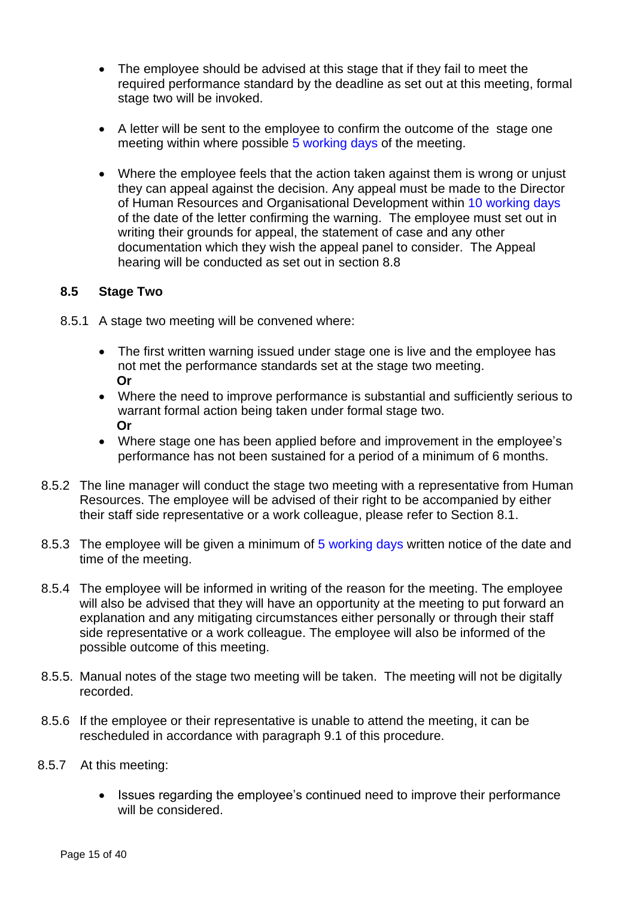- The employee should be advised at this stage that if they fail to meet the required performance standard by the deadline as set out at this meeting, formal stage two will be invoked.

- A letter will be sent to the employee to confirm the outcome of the stage one meeting within where possible 5 working days of the meeting.

- Where the employee feels that the action taken against them is wrong or unjust they can appeal against the decision. Any appeal must be made to the Director of Human Resources and Organisational Development within 10 working days of the date of the letter confirming the warning. The employee must set out in writing their grounds for appeal, the statement of case and any other documentation which they wish the appeal panel to consider. The Appeal hearing will be conducted as set out in section 8.8

### 8.5 Stage Two

8.5.1 A stage two meeting will be convened where:

- The first written warning issued under stage one is live and the employee has not met the performance standards set at the stage two meeting.
  **Or**
- Where the need to improve performance is substantial and sufficiently serious to warrant formal action being taken under formal stage two.
  **Or**
- Where stage one has been applied before and improvement in the employee's performance has not been sustained for a period of a minimum of 6 months.

8.5.2 The line manager will conduct the stage two meeting with a representative from Human Resources. The employee will be advised of their right to be accompanied by either their staff side representative or a work colleague, please refer to Section 8.1.

8.5.3 The employee will be given a minimum of 5 working days written notice of the date and time of the meeting.

8.5.4 The employee will be informed in writing of the reason for the meeting. The employee will also be advised that they will have an opportunity at the meeting to put forward an explanation and any mitigating circumstances either personally or through their staff side representative or a work colleague. The employee will also be informed of the possible outcome of this meeting.

8.5.5. Manual notes of the stage two meeting will be taken. The meeting will not be digitally recorded.

8.5.6 If the employee or their representative is unable to attend the meeting, it can be rescheduled in accordance with paragraph 9.1 of this procedure.

8.5.7 At this meeting:

- Issues regarding the employee's continued need to improve their performance will be considered.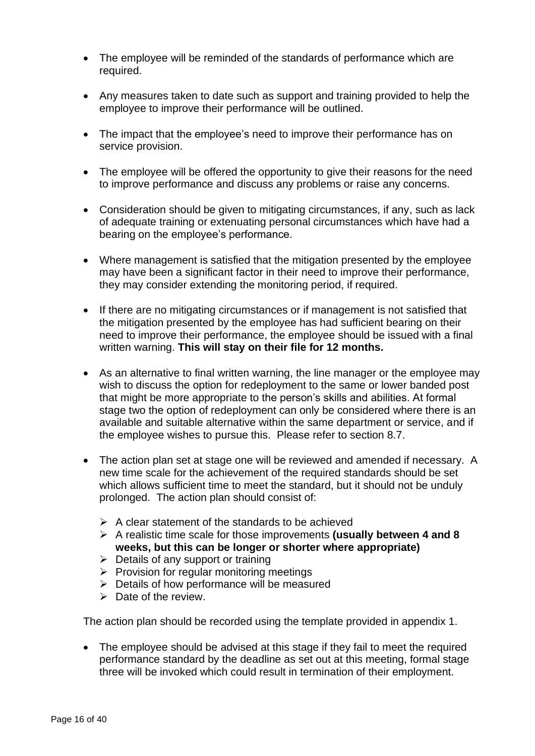- The employee will be reminded of the standards of performance which are required.

- Any measures taken to date such as support and training provided to help the employee to improve their performance will be outlined.

- The impact that the employee's need to improve their performance has on service provision.

- The employee will be offered the opportunity to give their reasons for the need to improve performance and discuss any problems or raise any concerns.

- Consideration should be given to mitigating circumstances, if any, such as lack of adequate training or extenuating personal circumstances which have had a bearing on the employee's performance.

- Where management is satisfied that the mitigation presented by the employee may have been a significant factor in their need to improve their performance, they may consider extending the monitoring period, if required.

- If there are no mitigating circumstances or if management is not satisfied that the mitigation presented by the employee has had sufficient bearing on their need to improve their performance, the employee should be issued with a final written warning. **This will stay on their file for 12 months.**

- As an alternative to final written warning, the line manager or the employee may wish to discuss the option for redeployment to the same or lower banded post that might be more appropriate to the person's skills and abilities. At formal stage two the option of redeployment can only be considered where there is an available and suitable alternative within the same department or service, and if the employee wishes to pursue this. Please refer to section 8.7.

- The action plan set at stage one will be reviewed and amended if necessary. A new time scale for the achievement of the required standards should be set which allows sufficient time to meet the standard, but it should not be unduly prolonged. The action plan should consist of:

  - A clear statement of the standards to be achieved
  - A realistic time scale for those improvements **(usually between 4 and 8 weeks, but this can be longer or shorter where appropriate)**
  - Details of any support or training
  - Provision for regular monitoring meetings
  - Details of how performance will be measured
  - Date of the review.

The action plan should be recorded using the template provided in appendix 1.

- The employee should be advised at this stage if they fail to meet the required performance standard by the deadline as set out at this meeting, formal stage three will be invoked which could result in termination of their employment.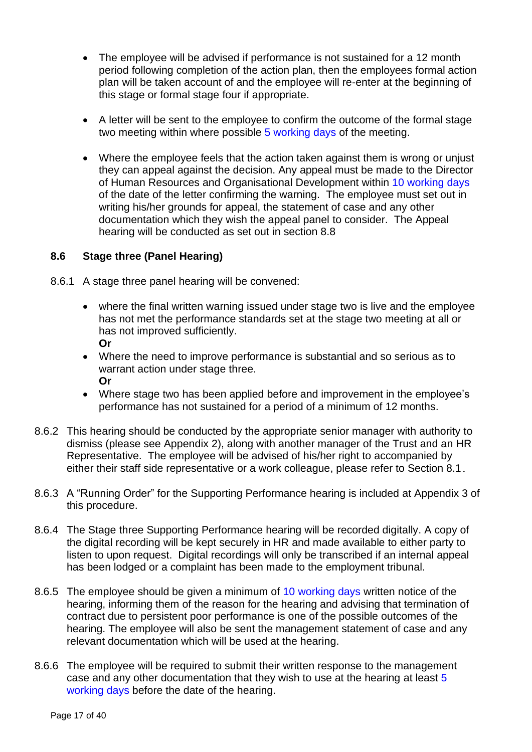- The employee will be advised if performance is not sustained for a 12 month period following completion of the action plan, then the employees formal action plan will be taken account of and the employee will re-enter at the beginning of this stage or formal stage four if appropriate.

- A letter will be sent to the employee to confirm the outcome of the formal stage two meeting within where possible 5 working days of the meeting.

- Where the employee feels that the action taken against them is wrong or unjust they can appeal against the decision. Any appeal must be made to the Director of Human Resources and Organisational Development within 10 working days of the date of the letter confirming the warning. The employee must set out in writing his/her grounds for appeal, the statement of case and any other documentation which they wish the appeal panel to consider. The Appeal hearing will be conducted as set out in section 8.8

### 8.6 Stage three (Panel Hearing)

8.6.1 A stage three panel hearing will be convened:

- where the final written warning issued under stage two is live and the employee has not met the performance standards set at the stage two meeting at all or has not improved sufficiently.
  **Or**
- Where the need to improve performance is substantial and so serious as to warrant action under stage three.
  **Or**
- Where stage two has been applied before and improvement in the employee's performance has not sustained for a period of a minimum of 12 months.

8.6.2 This hearing should be conducted by the appropriate senior manager with authority to dismiss (please see Appendix 2), along with another manager of the Trust and an HR Representative. The employee will be advised of his/her right to accompanied by either their staff side representative or a work colleague, please refer to Section 8.1.

8.6.3 A "Running Order" for the Supporting Performance hearing is included at Appendix 3 of this procedure.

8.6.4 The Stage three Supporting Performance hearing will be recorded digitally. A copy of the digital recording will be kept securely in HR and made available to either party to listen to upon request. Digital recordings will only be transcribed if an internal appeal has been lodged or a complaint has been made to the employment tribunal.

8.6.5 The employee should be given a minimum of 10 working days written notice of the hearing, informing them of the reason for the hearing and advising that termination of contract due to persistent poor performance is one of the possible outcomes of the hearing. The employee will also be sent the management statement of case and any relevant documentation which will be used at the hearing.

8.6.6 The employee will be required to submit their written response to the management case and any other documentation that they wish to use at the hearing at least 5 working days before the date of the hearing.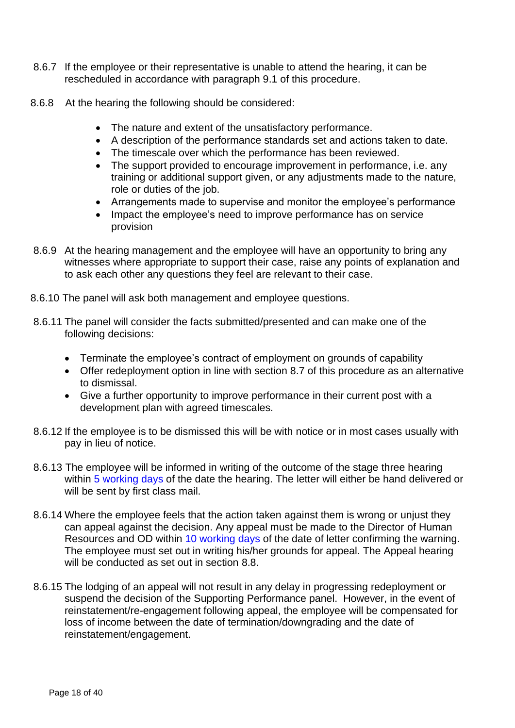8.6.7 If the employee or their representative is unable to attend the hearing, it can be rescheduled in accordance with paragraph 9.1 of this procedure.

8.6.8 At the hearing the following should be considered:

- The nature and extent of the unsatisfactory performance.
- A description of the performance standards set and actions taken to date.
- The timescale over which the performance has been reviewed.
- The support provided to encourage improvement in performance, i.e. any training or additional support given, or any adjustments made to the nature, role or duties of the job.
- Arrangements made to supervise and monitor the employee's performance
- Impact the employee's need to improve performance has on service provision

8.6.9 At the hearing management and the employee will have an opportunity to bring any witnesses where appropriate to support their case, raise any points of explanation and to ask each other any questions they feel are relevant to their case.

8.6.10 The panel will ask both management and employee questions.

8.6.11 The panel will consider the facts submitted/presented and can make one of the following decisions:

- Terminate the employee's contract of employment on grounds of capability
- Offer redeployment option in line with section 8.7 of this procedure as an alternative to dismissal.
- Give a further opportunity to improve performance in their current post with a development plan with agreed timescales.

8.6.12 If the employee is to be dismissed this will be with notice or in most cases usually with pay in lieu of notice.

8.6.13 The employee will be informed in writing of the outcome of the stage three hearing within 5 working days of the date the hearing. The letter will either be hand delivered or will be sent by first class mail.

8.6.14 Where the employee feels that the action taken against them is wrong or unjust they can appeal against the decision. Any appeal must be made to the Director of Human Resources and OD within 10 working days of the date of letter confirming the warning. The employee must set out in writing his/her grounds for appeal. The Appeal hearing will be conducted as set out in section 8.8.

8.6.15 The lodging of an appeal will not result in any delay in progressing redeployment or suspend the decision of the Supporting Performance panel. However, in the event of reinstatement/re-engagement following appeal, the employee will be compensated for loss of income between the date of termination/downgrading and the date of reinstatement/engagement.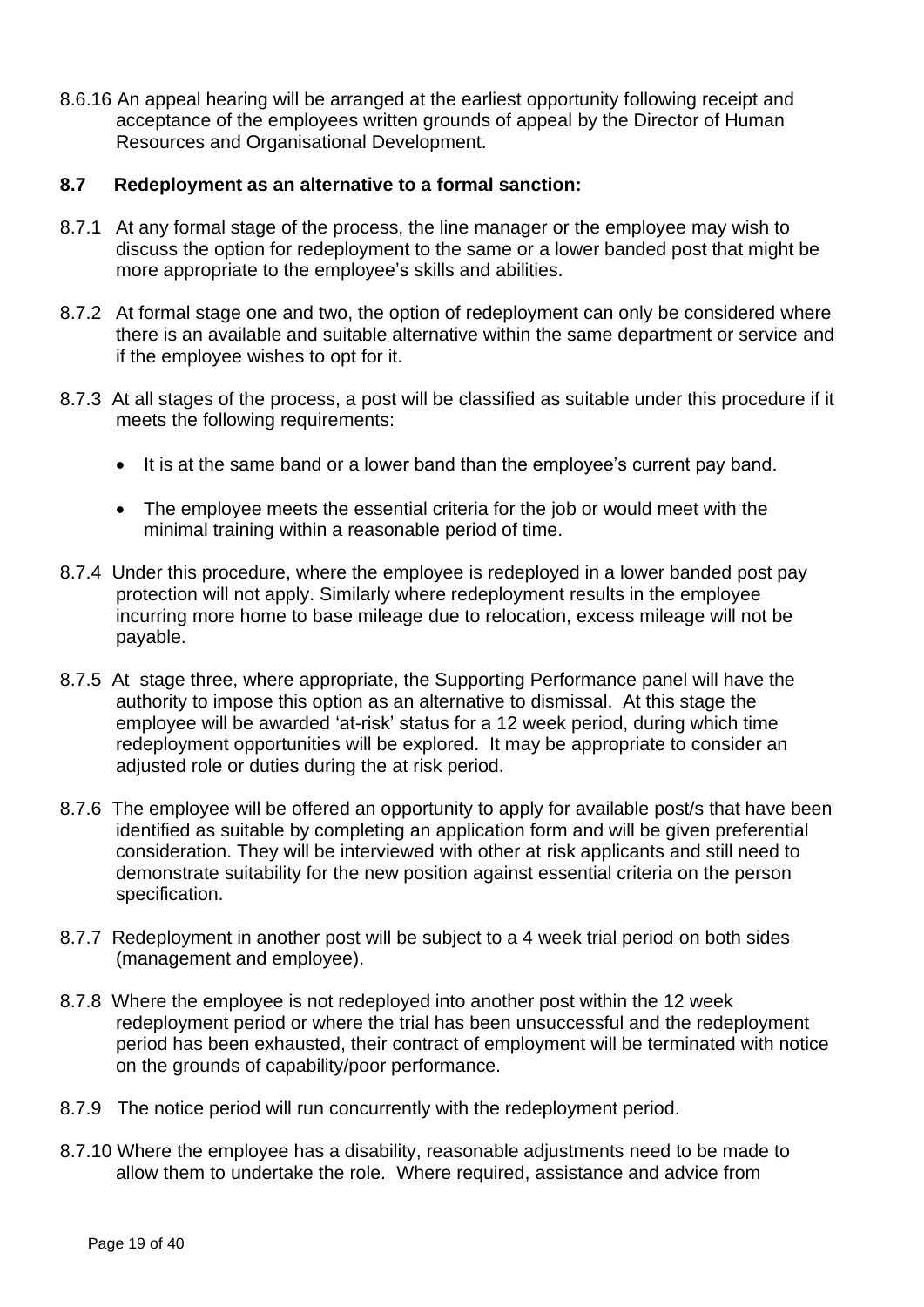8.6.16 An appeal hearing will be arranged at the earliest opportunity following receipt and acceptance of the employees written grounds of appeal by the Director of Human Resources and Organisational Development.

**8.7 Redeployment as an alternative to a formal sanction:**

8.7.1 At any formal stage of the process, the line manager or the employee may wish to discuss the option for redeployment to the same or a lower banded post that might be more appropriate to the employee's skills and abilities.

8.7.2 At formal stage one and two, the option of redeployment can only be considered where there is an available and suitable alternative within the same department or service and if the employee wishes to opt for it.

8.7.3 At all stages of the process, a post will be classified as suitable under this procedure if it meets the following requirements:

- It is at the same band or a lower band than the employee's current pay band.
- The employee meets the essential criteria for the job or would meet with the minimal training within a reasonable period of time.

8.7.4 Under this procedure, where the employee is redeployed in a lower banded post pay protection will not apply. Similarly where redeployment results in the employee incurring more home to base mileage due to relocation, excess mileage will not be payable.

8.7.5 At stage three, where appropriate, the Supporting Performance panel will have the authority to impose this option as an alternative to dismissal. At this stage the employee will be awarded 'at-risk' status for a 12 week period, during which time redeployment opportunities will be explored. It may be appropriate to consider an adjusted role or duties during the at risk period.

8.7.6 The employee will be offered an opportunity to apply for available post/s that have been identified as suitable by completing an application form and will be given preferential consideration. They will be interviewed with other at risk applicants and still need to demonstrate suitability for the new position against essential criteria on the person specification.

8.7.7 Redeployment in another post will be subject to a 4 week trial period on both sides (management and employee).

8.7.8 Where the employee is not redeployed into another post within the 12 week redeployment period or where the trial has been unsuccessful and the redeployment period has been exhausted, their contract of employment will be terminated with notice on the grounds of capability/poor performance.

8.7.9 The notice period will run concurrently with the redeployment period.

8.7.10 Where the employee has a disability, reasonable adjustments need to be made to allow them to undertake the role. Where required, assistance and advice from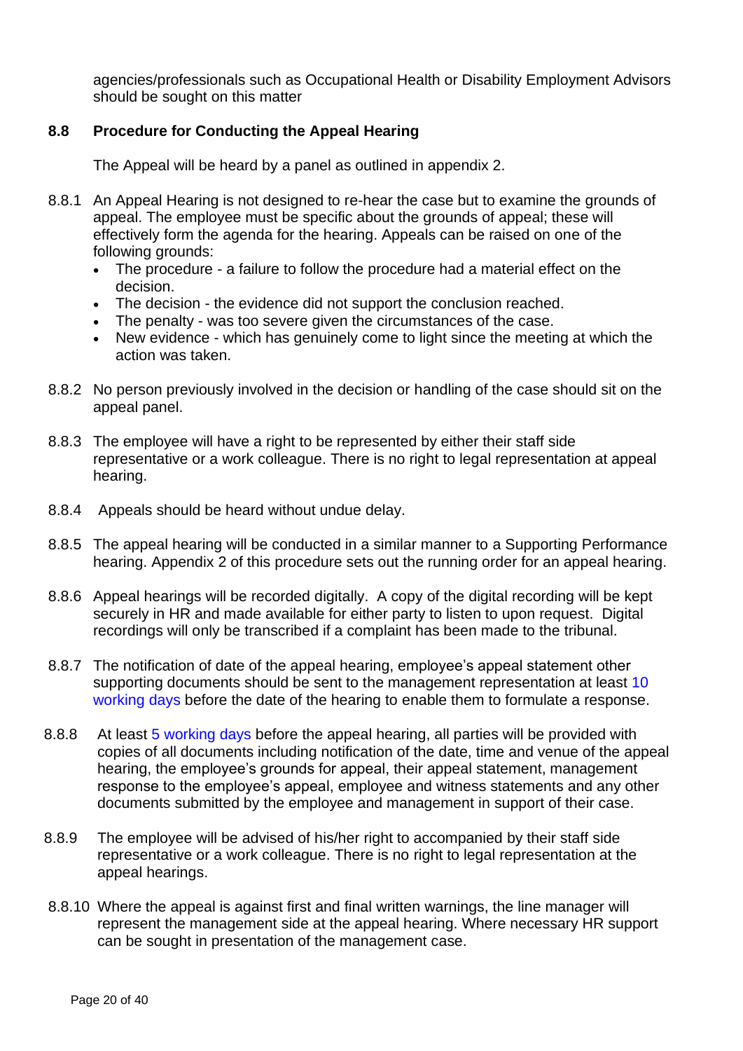agencies/professionals such as Occupational Health or Disability Employment Advisors should be sought on this matter

### 8.8 Procedure for Conducting the Appeal Hearing

The Appeal will be heard by a panel as outlined in appendix 2.

8.8.1 An Appeal Hearing is not designed to re-hear the case but to examine the grounds of appeal. The employee must be specific about the grounds of appeal; these will effectively form the agenda for the hearing. Appeals can be raised on one of the following grounds:

- The procedure - a failure to follow the procedure had a material effect on the decision.
- The decision - the evidence did not support the conclusion reached.
- The penalty - was too severe given the circumstances of the case.
- New evidence - which has genuinely come to light since the meeting at which the action was taken.

8.8.2 No person previously involved in the decision or handling of the case should sit on the appeal panel.

8.8.3 The employee will have a right to be represented by either their staff side representative or a work colleague. There is no right to legal representation at appeal hearing.

8.8.4 Appeals should be heard without undue delay.

8.8.5 The appeal hearing will be conducted in a similar manner to a Supporting Performance hearing. Appendix 2 of this procedure sets out the running order for an appeal hearing.

8.8.6 Appeal hearings will be recorded digitally. A copy of the digital recording will be kept securely in HR and made available for either party to listen to upon request. Digital recordings will only be transcribed if a complaint has been made to the tribunal.

8.8.7 The notification of date of the appeal hearing, employee's appeal statement other supporting documents should be sent to the management representation at least 10 working days before the date of the hearing to enable them to formulate a response.

8.8.8 At least 5 working days before the appeal hearing, all parties will be provided with copies of all documents including notification of the date, time and venue of the appeal hearing, the employee's grounds for appeal, their appeal statement, management response to the employee's appeal, employee and witness statements and any other documents submitted by the employee and management in support of their case.

8.8.9 The employee will be advised of his/her right to accompanied by their staff side representative or a work colleague. There is no right to legal representation at the appeal hearings.

8.8.10 Where the appeal is against first and final written warnings, the line manager will represent the management side at the appeal hearing. Where necessary HR support can be sought in presentation of the management case.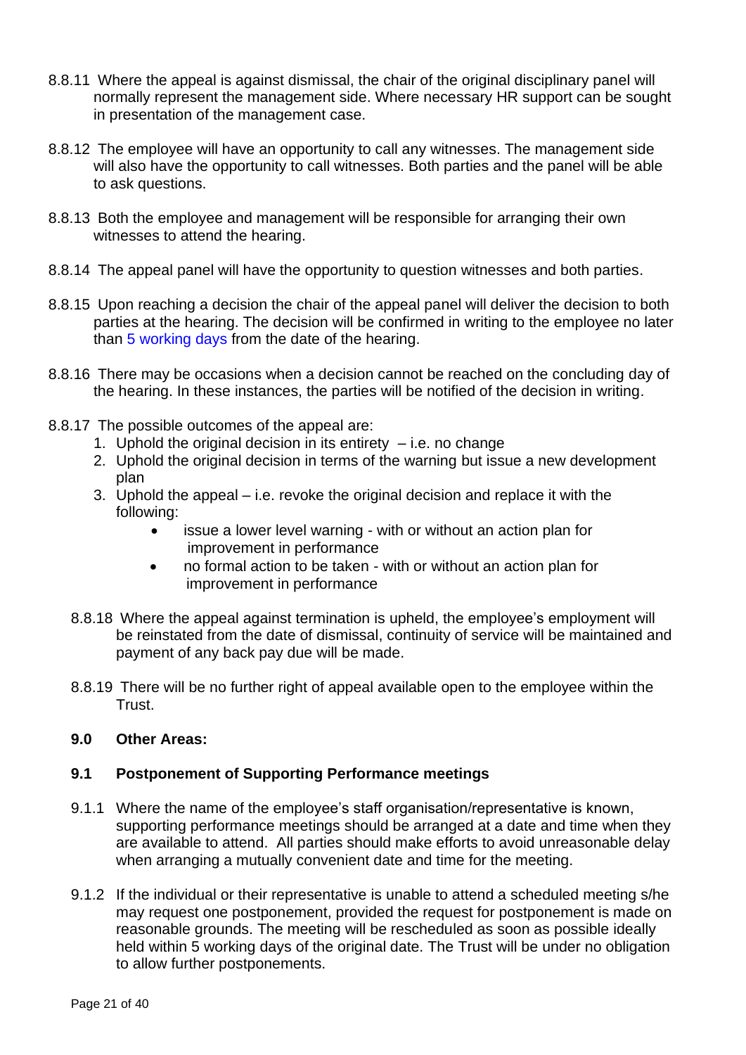8.8.11 Where the appeal is against dismissal, the chair of the original disciplinary panel will normally represent the management side. Where necessary HR support can be sought in presentation of the management case.

8.8.12 The employee will have an opportunity to call any witnesses. The management side will also have the opportunity to call witnesses. Both parties and the panel will be able to ask questions.

8.8.13 Both the employee and management will be responsible for arranging their own witnesses to attend the hearing.

8.8.14 The appeal panel will have the opportunity to question witnesses and both parties.

8.8.15 Upon reaching a decision the chair of the appeal panel will deliver the decision to both parties at the hearing. The decision will be confirmed in writing to the employee no later than 5 working days from the date of the hearing.

8.8.16 There may be occasions when a decision cannot be reached on the concluding day of the hearing. In these instances, the parties will be notified of the decision in writing.

8.8.17 The possible outcomes of the appeal are:

1. Uphold the original decision in its entirety – i.e. no change
2. Uphold the original decision in terms of the warning but issue a new development plan
3. Uphold the appeal – i.e. revoke the original decision and replace it with the following:
    - issue a lower level warning - with or without an action plan for improvement in performance
    - no formal action to be taken - with or without an action plan for improvement in performance

8.8.18 Where the appeal against termination is upheld, the employee's employment will be reinstated from the date of dismissal, continuity of service will be maintained and payment of any back pay due will be made.

8.8.19 There will be no further right of appeal available open to the employee within the Trust.

## 9.0 Other Areas:

### 9.1 Postponement of Supporting Performance meetings

9.1.1 Where the name of the employee's staff organisation/representative is known, supporting performance meetings should be arranged at a date and time when they are available to attend. All parties should make efforts to avoid unreasonable delay when arranging a mutually convenient date and time for the meeting.

9.1.2 If the individual or their representative is unable to attend a scheduled meeting s/he may request one postponement, provided the request for postponement is made on reasonable grounds. The meeting will be rescheduled as soon as possible ideally held within 5 working days of the original date. The Trust will be under no obligation to allow further postponements.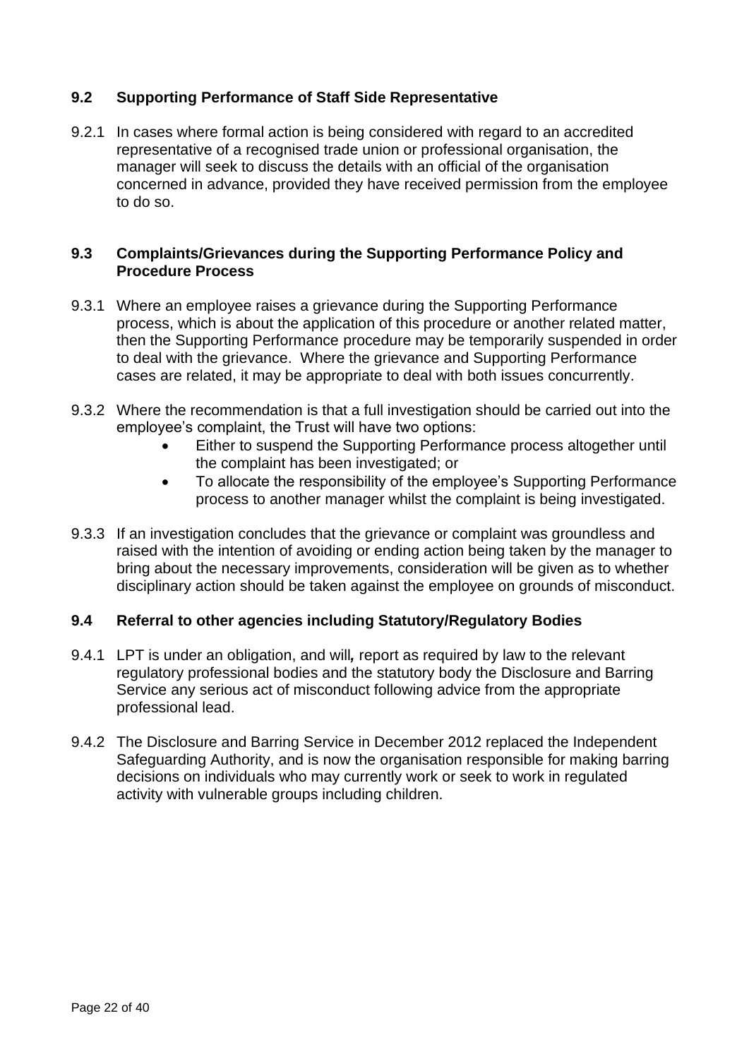### 9.2 Supporting Performance of Staff Side Representative

9.2.1 In cases where formal action is being considered with regard to an accredited representative of a recognised trade union or professional organisation, the manager will seek to discuss the details with an official of the organisation concerned in advance, provided they have received permission from the employee to do so.

### 9.3 Complaints/Grievances during the Supporting Performance Policy and Procedure Process

9.3.1 Where an employee raises a grievance during the Supporting Performance process, which is about the application of this procedure or another related matter, then the Supporting Performance procedure may be temporarily suspended in order to deal with the grievance. Where the grievance and Supporting Performance cases are related, it may be appropriate to deal with both issues concurrently.

9.3.2 Where the recommendation is that a full investigation should be carried out into the employee's complaint, the Trust will have two options:

- Either to suspend the Supporting Performance process altogether until the complaint has been investigated; or
- To allocate the responsibility of the employee's Supporting Performance process to another manager whilst the complaint is being investigated.

9.3.3 If an investigation concludes that the grievance or complaint was groundless and raised with the intention of avoiding or ending action being taken by the manager to bring about the necessary improvements, consideration will be given as to whether disciplinary action should be taken against the employee on grounds of misconduct.

### 9.4 Referral to other agencies including Statutory/Regulatory Bodies

9.4.1 LPT is under an obligation, and will*,* report as required by law to the relevant regulatory professional bodies and the statutory body the Disclosure and Barring Service any serious act of misconduct following advice from the appropriate professional lead.

9.4.2 The Disclosure and Barring Service in December 2012 replaced the Independent Safeguarding Authority, and is now the organisation responsible for making barring decisions on individuals who may currently work or seek to work in regulated activity with vulnerable groups including children.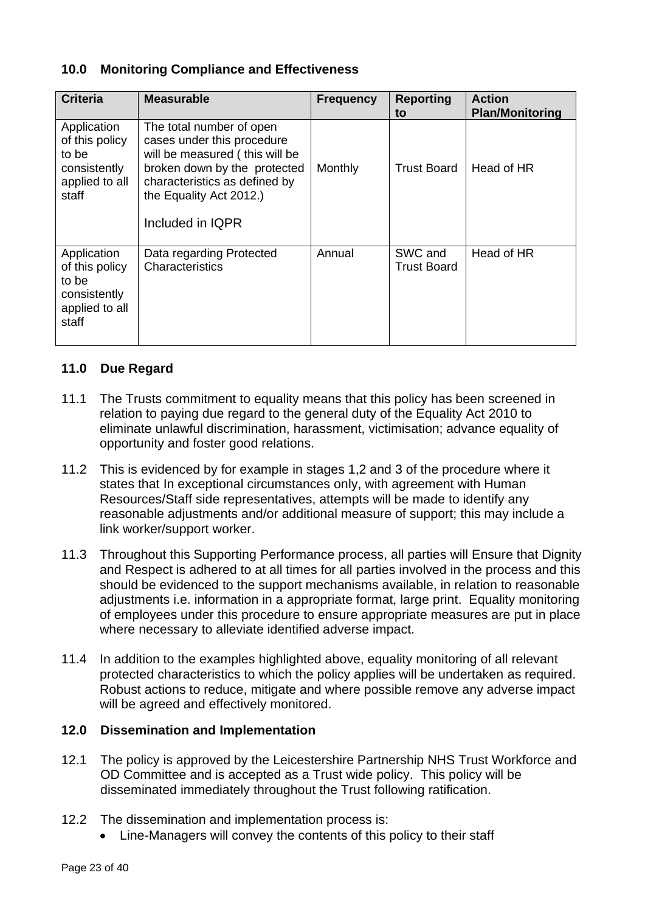## 10.0 Monitoring Compliance and Effectiveness

| Criteria | Measurable | Frequency | Reporting to | Action Plan/Monitoring |
|---|---|---|---|---|
| Application of this policy to be consistently applied to all staff | The total number of open cases under this procedure will be measured ( this will be broken down by the protected characteristics as defined by the Equality Act 2012.)<br><br>Included in IQPR | Monthly | Trust Board | Head of HR |
| Application of this policy to be consistently applied to all staff | Data regarding Protected Characteristics | Annual | SWC and Trust Board | Head of HR |

## 11.0 Due Regard

11.1 The Trusts commitment to equality means that this policy has been screened in relation to paying due regard to the general duty of the Equality Act 2010 to eliminate unlawful discrimination, harassment, victimisation; advance equality of opportunity and foster good relations.

11.2 This is evidenced by for example in stages 1,2 and 3 of the procedure where it states that In exceptional circumstances only, with agreement with Human Resources/Staff side representatives, attempts will be made to identify any reasonable adjustments and/or additional measure of support; this may include a link worker/support worker.

11.3 Throughout this Supporting Performance process, all parties will Ensure that Dignity and Respect is adhered to at all times for all parties involved in the process and this should be evidenced to the support mechanisms available, in relation to reasonable adjustments i.e. information in a appropriate format, large print. Equality monitoring of employees under this procedure to ensure appropriate measures are put in place where necessary to alleviate identified adverse impact.

11.4 In addition to the examples highlighted above, equality monitoring of all relevant protected characteristics to which the policy applies will be undertaken as required. Robust actions to reduce, mitigate and where possible remove any adverse impact will be agreed and effectively monitored.

## 12.0 Dissemination and Implementation

12.1 The policy is approved by the Leicestershire Partnership NHS Trust Workforce and OD Committee and is accepted as a Trust wide policy. This policy will be disseminated immediately throughout the Trust following ratification.

12.2 The dissemination and implementation process is:

- Line-Managers will convey the contents of this policy to their staff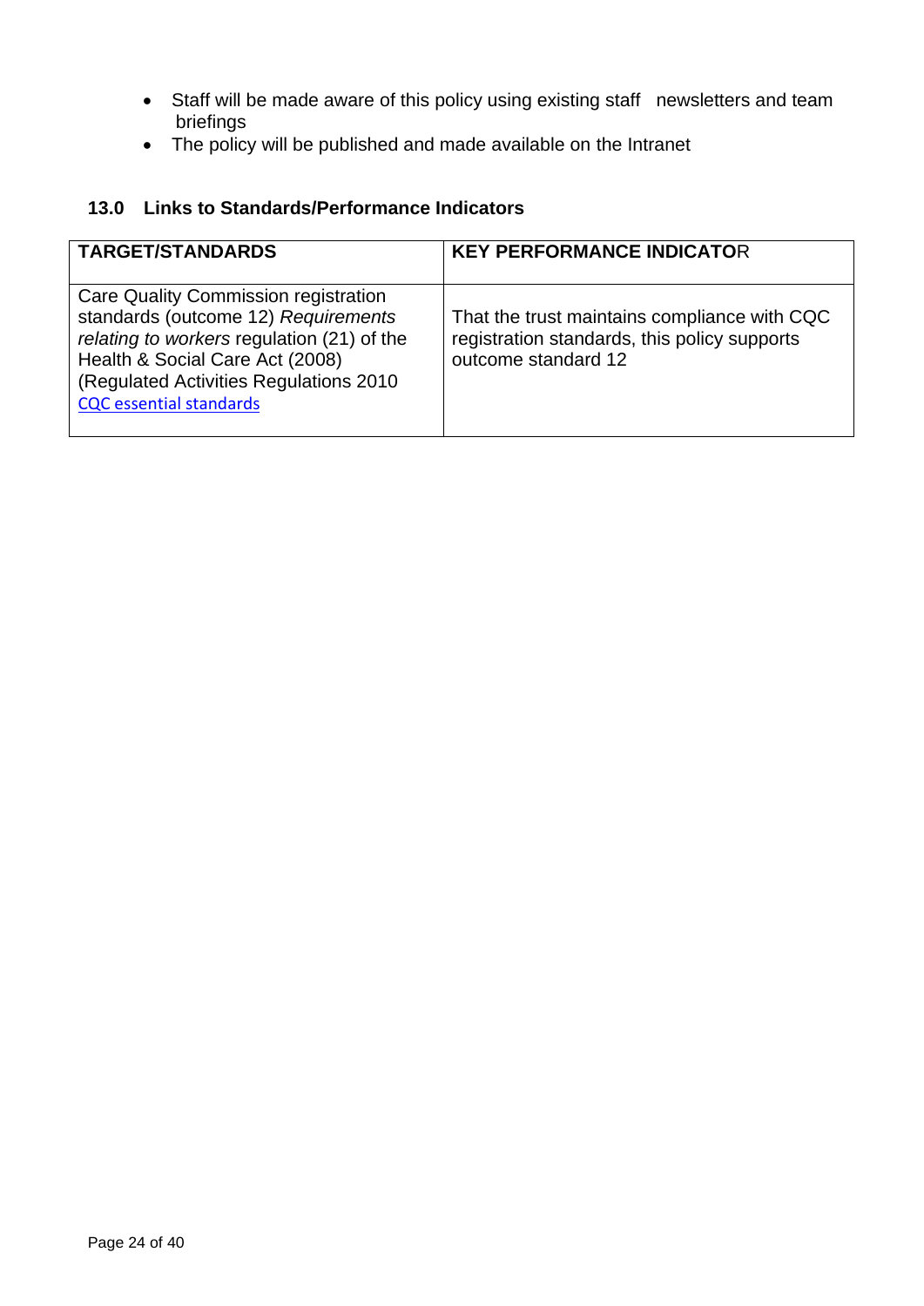- Staff will be made aware of this policy using existing staff newsletters and team briefings
- The policy will be published and made available on the Intranet

### 13.0 Links to Standards/Performance Indicators

| TARGET/STANDARDS | KEY PERFORMANCE INDICATOR |
|---|---|
| Care Quality Commission registration standards (outcome 12) *Requirements relating to workers* regulation (21) of the Health & Social Care Act (2008) (Regulated Activities Regulations 2010 CQC essential standards | That the trust maintains compliance with CQC registration standards, this policy supports outcome standard 12 |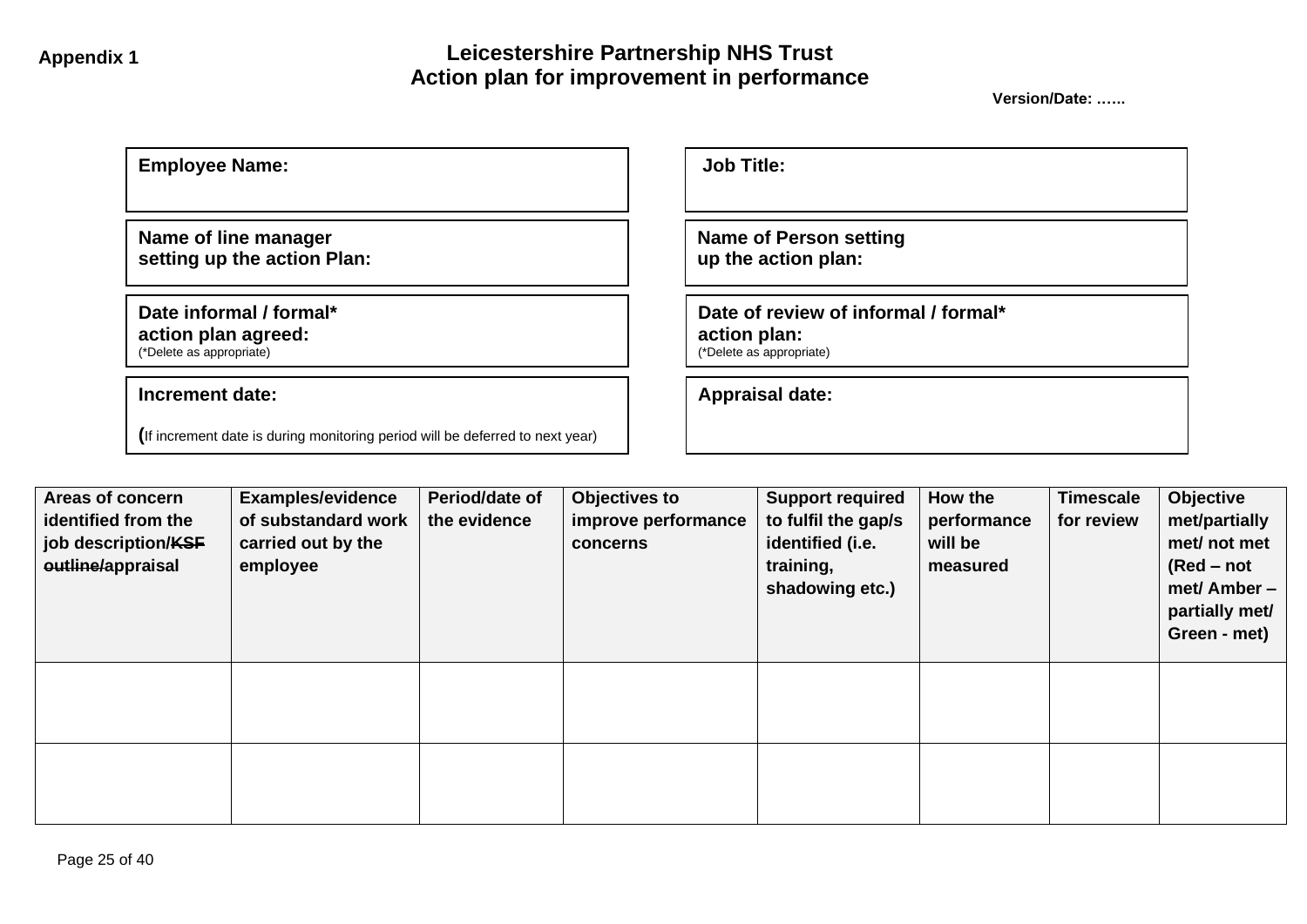**Appendix 1**

## Leicestershire Partnership NHS Trust
## Action plan for improvement in performance

**Version/Date: ……**

| | |
|---|---|
| **Employee Name:** | **Job Title:** |
| **Name of line manager setting up the action Plan:** | **Name of Person setting up the action plan:** |
| **Date informal / formal* action plan agreed:** (*Delete as appropriate) | **Date of review of informal / formal* action plan:** (*Delete as appropriate) |
| **Increment date:** (If increment date is during monitoring period will be deferred to next year) | **Appraisal date:** |

| **Areas of concern identified from the job description/~~KSF outline~~/appraisal** | **Examples/evidence of substandard work carried out by the employee** | **Period/date of the evidence** | **Objectives to improve performance concerns** | **Support required to fulfil the gap/s identified (i.e. training, shadowing etc.)** | **How the performance will be measured** | **Timescale for review** | **Objective met/partially met/ not met (Red – not met/ Amber – partially met/ Green - met)** |
|---|---|---|---|---|---|---|---|
| | | | | | | | |
| | | | | | | | |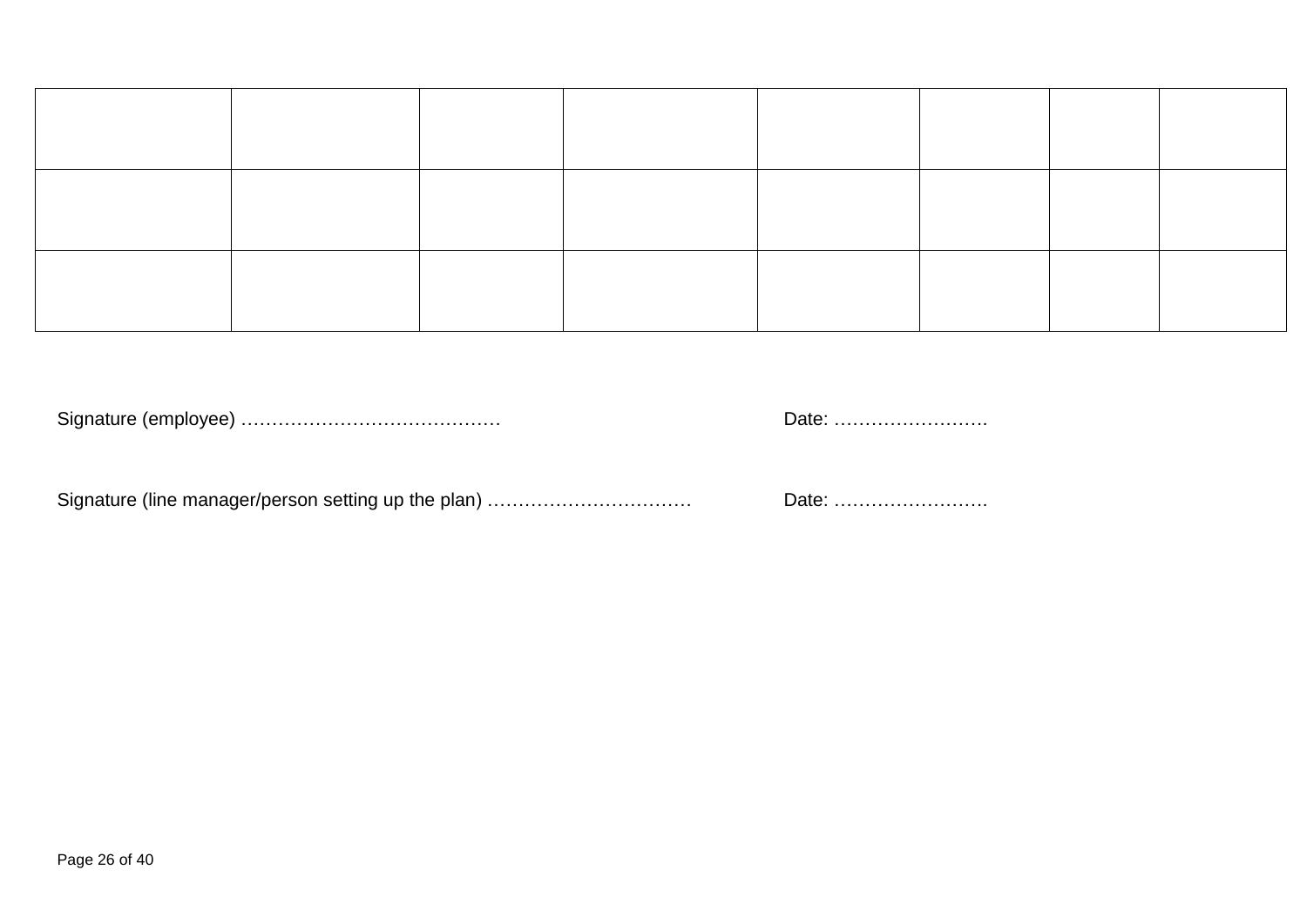| | | | | | | | |
|---|---|---|---|---|---|---|---|
| | | | | | | | |
| | | | | | | | |
| | | | | | | | |

Signature (employee) ……………………………………  Date: …………………….

Signature (line manager/person setting up the plan) ……………………………  Date: …………………….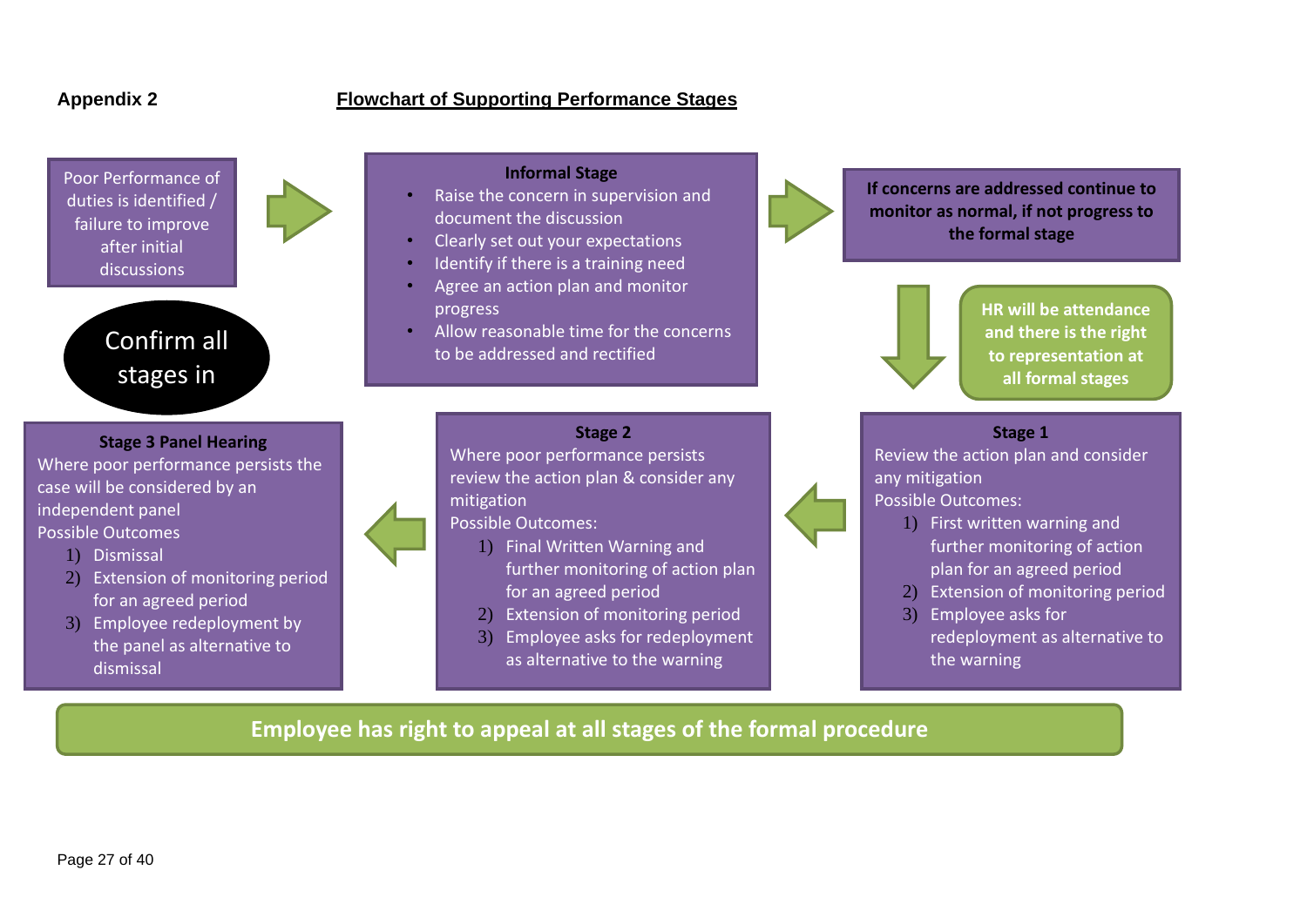**Appendix 2**

## Flowchart of Supporting Performance Stages

Poor Performance of duties is identified / failure to improve after initial discussions

**Informal Stage**

- Raise the concern in supervision and document the discussion
- Clearly set out your expectations
- Identify if there is a training need
- Agree an action plan and monitor progress
- Allow reasonable time for the concerns to be addressed and rectified

**If concerns are addressed continue to monitor as normal, if not progress to the formal stage**

**HR will be attendance and there is the right to representation at all formal stages**

Confirm all stages in

**Stage 1**

Review the action plan and consider any mitigation

Possible Outcomes:

1) First written warning and further monitoring of action plan for an agreed period
2) Extension of monitoring period
3) Employee asks for redeployment as alternative to the warning

**Stage 2**

Where poor performance persists review the action plan & consider any mitigation

Possible Outcomes:

1) Final Written Warning and further monitoring of action plan for an agreed period
2) Extension of monitoring period
3) Employee asks for redeployment as alternative to the warning

**Stage 3 Panel Hearing**

Where poor performance persists the case will be considered by an independent panel

Possible Outcomes

1) Dismissal
2) Extension of monitoring period for an agreed period
3) Employee redeployment by the panel as alternative to dismissal

**Employee has right to appeal at all stages of the formal procedure**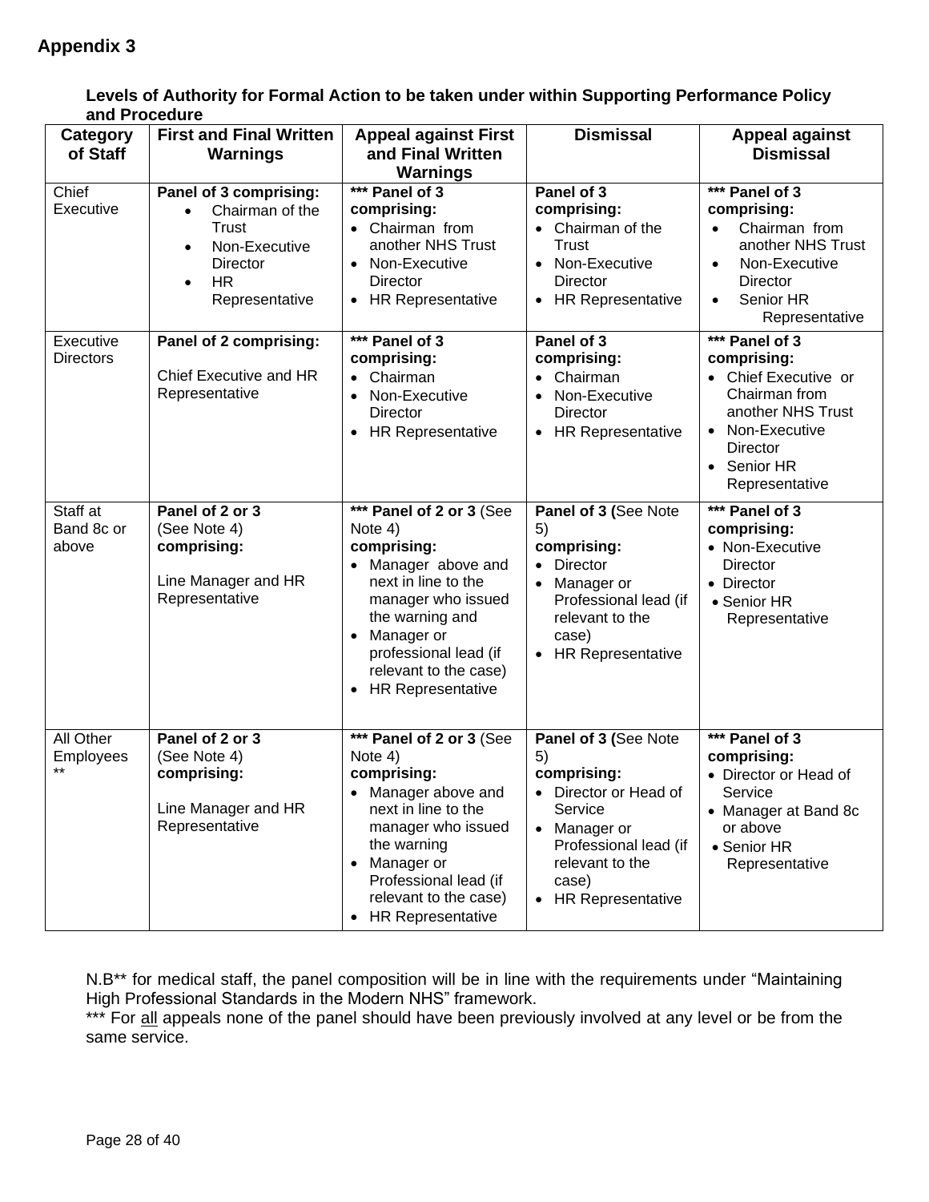## Appendix 3

**Levels of Authority for Formal Action to be taken under within Supporting Performance Policy and Procedure**

| Category of Staff | First and Final Written Warnings | Appeal against First and Final Written Warnings | Dismissal | Appeal against Dismissal |
|---|---|---|---|---|
| Chief Executive | **Panel of 3 comprising:**<br>• Chairman of the Trust<br>• Non-Executive Director<br>• HR Representative | **\*\*\* Panel of 3 comprising:**<br>• Chairman from another NHS Trust<br>• Non-Executive Director<br>• HR Representative | **Panel of 3 comprising:**<br>• Chairman of the Trust<br>• Non-Executive Director<br>• HR Representative | **\*\*\* Panel of 3 comprising:**<br>• Chairman from another NHS Trust<br>• Non-Executive Director<br>• Senior HR Representative |
| Executive Directors | **Panel of 2 comprising:**<br><br>Chief Executive and HR Representative | **\*\*\* Panel of 3 comprising:**<br>• Chairman<br>• Non-Executive Director<br>• HR Representative | **Panel of 3 comprising:**<br>• Chairman<br>• Non-Executive Director<br>• HR Representative | **\*\*\* Panel of 3 comprising:**<br>• Chief Executive or Chairman from another NHS Trust<br>• Non-Executive Director<br>• Senior HR Representative |
| Staff at Band 8c or above | **Panel of 2 or 3** (See Note 4) **comprising:**<br><br>Line Manager and HR Representative | **\*\*\* Panel of 2 or 3** (See Note 4) **comprising:**<br>• Manager above and next in line to the manager who issued the warning and<br>• Manager or professional lead (if relevant to the case)<br>• HR Representative | **Panel of 3 (**See Note 5) **comprising:**<br>• Director<br>• Manager or Professional lead (if relevant to the case)<br>• HR Representative | **\*\*\* Panel of 3 comprising:**<br>• Non-Executive Director<br>• Director<br>• Senior HR Representative |
| All Other Employees \*\* | **Panel of 2 or 3** (See Note 4) **comprising:**<br><br>Line Manager and HR Representative | **\*\*\* Panel of 2 or 3** (See Note 4) **comprising:**<br>• Manager above and next in line to the manager who issued the warning<br>• Manager or Professional lead (if relevant to the case)<br>• HR Representative | **Panel of 3 (**See Note 5) **comprising:**<br>• Director or Head of Service<br>• Manager or Professional lead (if relevant to the case)<br>• HR Representative | **\*\*\* Panel of 3 comprising:**<br>• Director or Head of Service<br>• Manager at Band 8c or above<br>• Senior HR Representative |

N.B** for medical staff, the panel composition will be in line with the requirements under "Maintaining High Professional Standards in the Modern NHS" framework.
*** For <u>all</u> appeals none of the panel should have been previously involved at any level or be from the same service.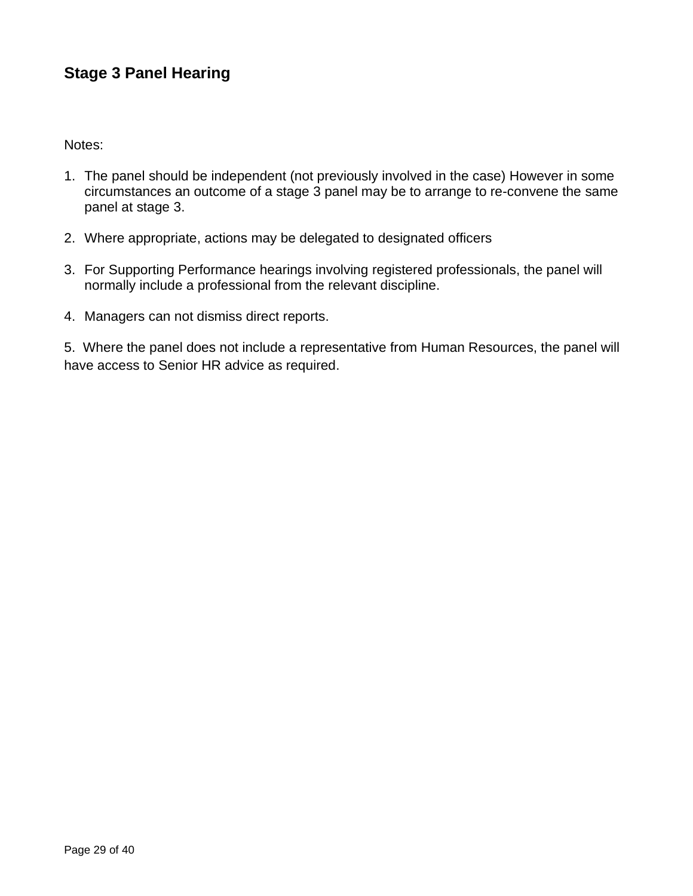## Stage 3 Panel Hearing

Notes:

1. The panel should be independent (not previously involved in the case) However in some circumstances an outcome of a stage 3 panel may be to arrange to re-convene the same panel at stage 3.

2. Where appropriate, actions may be delegated to designated officers

3. For Supporting Performance hearings involving registered professionals, the panel will normally include a professional from the relevant discipline.

4. Managers can not dismiss direct reports.

5. Where the panel does not include a representative from Human Resources, the panel will have access to Senior HR advice as required.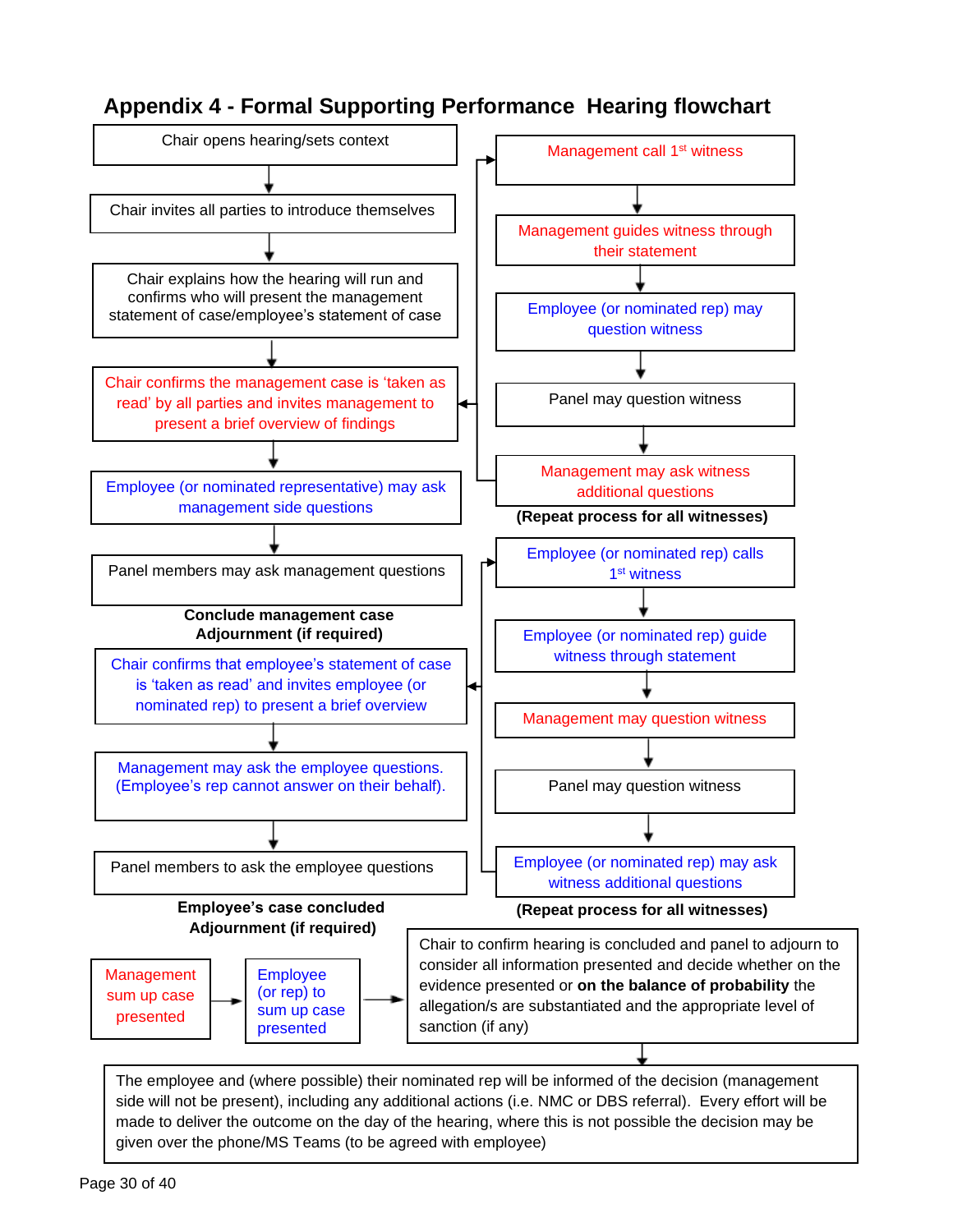# Appendix 4 - Formal Supporting Performance Hearing flowchart

Chair opens hearing/sets context

↓

Chair invites all parties to introduce themselves

↓

Chair explains how the hearing will run and confirms who will present the management statement of case/employee's statement of case

↓

Chair confirms the management case is 'taken as read' by all parties and invites management to present a brief overview of findings

↓

Management call 1st witness

↓

Management guides witness through their statement

↓

Employee (or nominated rep) may question witness

↓

Panel may question witness

↓

Management may ask witness additional questions

**(Repeat process for all witnesses)**

↓

Employee (or nominated representative) may ask management side questions

↓

Panel members may ask management questions

**Conclude management case**
**Adjournment (if required)**

Chair confirms that employee's statement of case is 'taken as read' and invites employee (or nominated rep) to present a brief overview

↓

Employee (or nominated rep) calls 1st witness

↓

Employee (or nominated rep) guide witness through statement

↓

Management may question witness

↓

Panel may question witness

↓

Employee (or nominated rep) may ask witness additional questions

**(Repeat process for all witnesses)**

↓

Management may ask the employee questions. (Employee's rep cannot answer on their behalf).

↓

Panel members to ask the employee questions

**Employee's case concluded**
**Adjournment (if required)**

Management sum up case presented → Employee (or rep) to sum up case presented →

Chair to confirm hearing is concluded and panel to adjourn to consider all information presented and decide whether on the evidence presented or **on the balance of probability** the allegation/s are substantiated and the appropriate level of sanction (if any)

↓

The employee and (where possible) their nominated rep will be informed of the decision (management side will not be present), including any additional actions (i.e. NMC or DBS referral). Every effort will be made to deliver the outcome on the day of the hearing, where this is not possible the decision may be given over the phone/MS Teams (to be agreed with employee)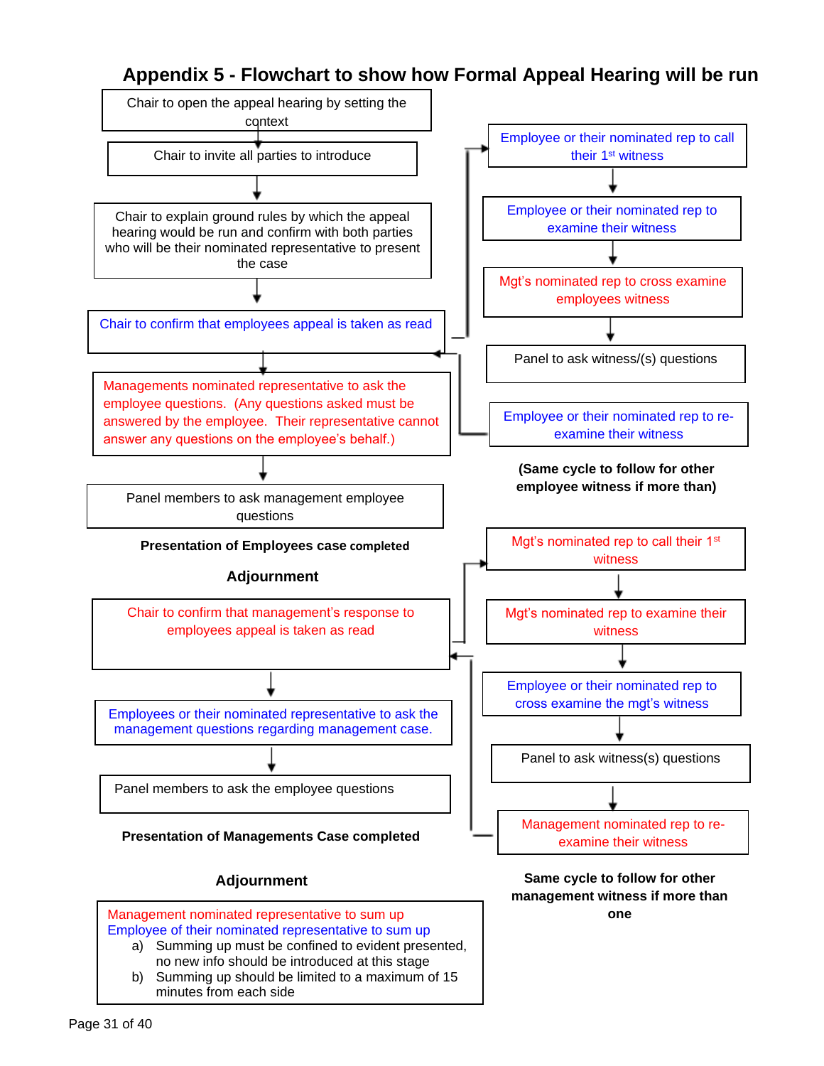# Appendix 5 - Flowchart to show how Formal Appeal Hearing will be run

Chair to open the appeal hearing by setting the context

↓

Chair to invite all parties to introduce

↓

Chair to explain ground rules by which the appeal hearing would be run and confirm with both parties who will be their nominated representative to present the case

↓

Chair to confirm that employees appeal is taken as read

→ Employee or their nominated rep to call their 1st witness

↓

Employee or their nominated rep to examine their witness

↓

Mgt's nominated rep to cross examine employees witness

↓

Panel to ask witness/(s) questions

↓

Employee or their nominated rep to re-examine their witness

**(Same cycle to follow for other employee witness if more than)**

↓

Managements nominated representative to ask the employee questions. (Any questions asked must be answered by the employee. Their representative cannot answer any questions on the employee's behalf.)

↓

Panel members to ask management employee questions

**Presentation of Employees case completed**

**Adjournment**

Chair to confirm that management's response to employees appeal is taken as read

→ Mgt's nominated rep to call their 1st witness

↓

Mgt's nominated rep to examine their witness

↓

Employee or their nominated rep to cross examine the mgt's witness

↓

Panel to ask witness(s) questions

↓

Management nominated rep to re-examine their witness

**Same cycle to follow for other management witness if more than one**

↓

Employees or their nominated representative to ask the management questions regarding management case.

↓

Panel members to ask the employee questions

**Presentation of Managements Case completed**

**Adjournment**

Management nominated representative to sum up
Employee of their nominated representative to sum up

a) Summing up must be confined to evident presented, no new info should be introduced at this stage
b) Summing up should be limited to a maximum of 15 minutes from each side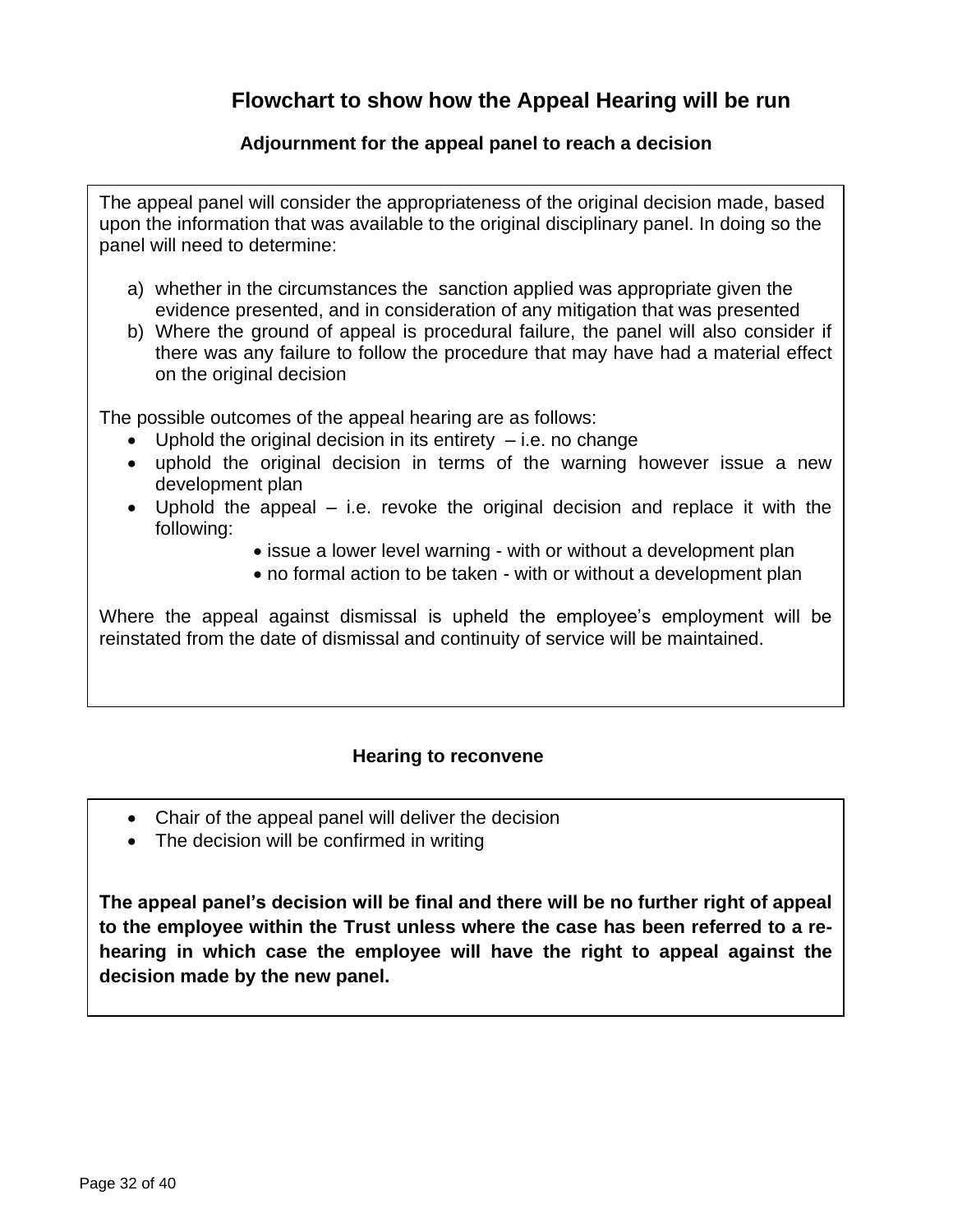# Flowchart to show how the Appeal Hearing will be run

### Adjournment for the appeal panel to reach a decision

The appeal panel will consider the appropriateness of the original decision made, based upon the information that was available to the original disciplinary panel. In doing so the panel will need to determine:

a) whether in the circumstances the sanction applied was appropriate given the evidence presented, and in consideration of any mitigation that was presented
b) Where the ground of appeal is procedural failure, the panel will also consider if there was any failure to follow the procedure that may have had a material effect on the original decision

The possible outcomes of the appeal hearing are as follows:

- Uphold the original decision in its entirety – i.e. no change
- uphold the original decision in terms of the warning however issue a new development plan
- Uphold the appeal – i.e. revoke the original decision and replace it with the following:
    - issue a lower level warning - with or without a development plan
    - no formal action to be taken - with or without a development plan

Where the appeal against dismissal is upheld the employee's employment will be reinstated from the date of dismissal and continuity of service will be maintained.

### Hearing to reconvene

- Chair of the appeal panel will deliver the decision
- The decision will be confirmed in writing

**The appeal panel's decision will be final and there will be no further right of appeal to the employee within the Trust unless where the case has been referred to a re-hearing in which case the employee will have the right to appeal against the decision made by the new panel.**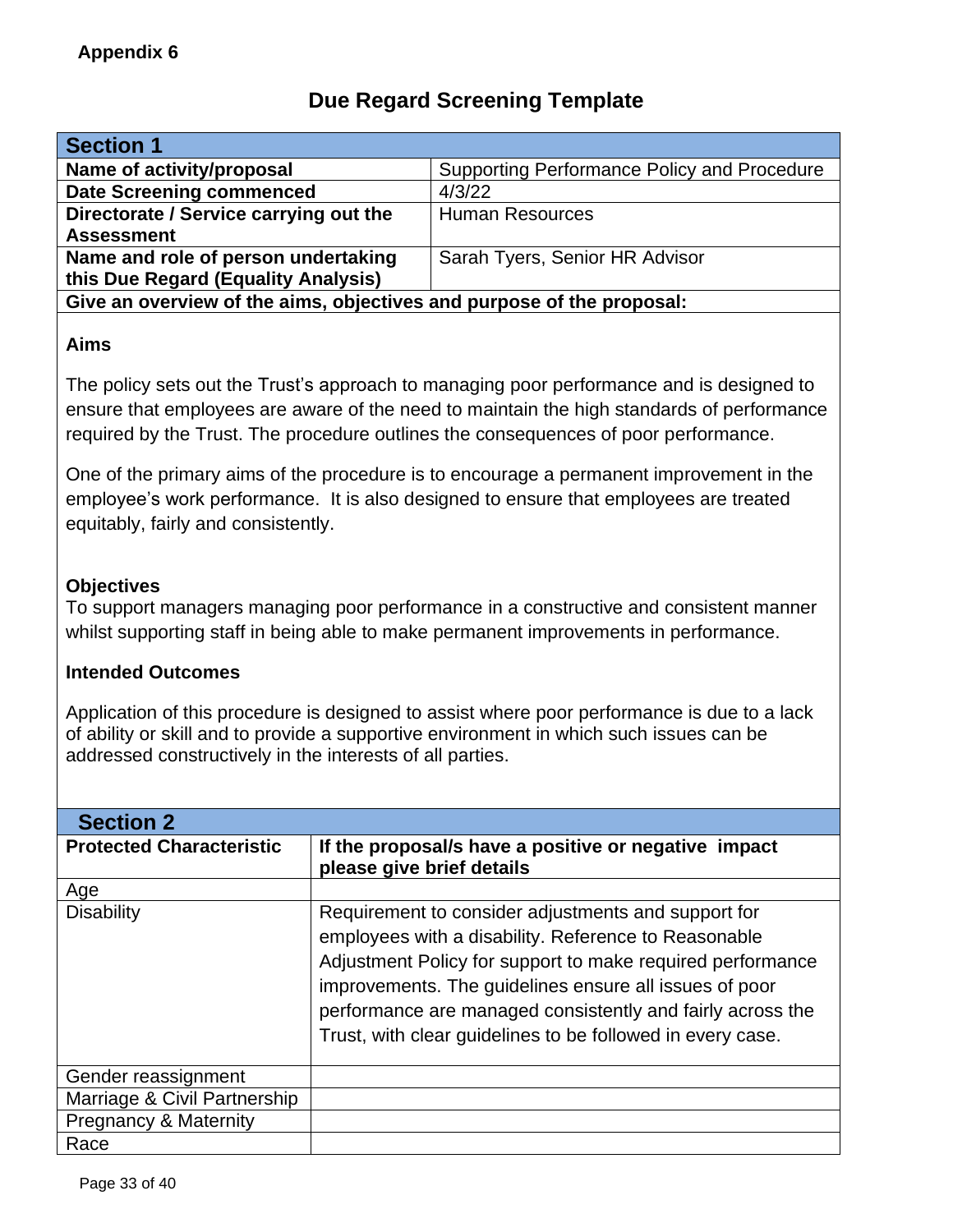**Appendix 6**

# Due Regard Screening Template

| **Section 1** | |
|---|---|
| **Name of activity/proposal** | Supporting Performance Policy and Procedure |
| **Date Screening commenced** | 4/3/22 |
| **Directorate / Service carrying out the Assessment** | Human Resources |
| **Name and role of person undertaking this Due Regard (Equality Analysis)** | Sarah Tyers, Senior HR Advisor |

**Give an overview of the aims, objectives and purpose of the proposal:**

**Aims**

The policy sets out the Trust's approach to managing poor performance and is designed to ensure that employees are aware of the need to maintain the high standards of performance required by the Trust. The procedure outlines the consequences of poor performance.

One of the primary aims of the procedure is to encourage a permanent improvement in the employee's work performance. It is also designed to ensure that employees are treated equitably, fairly and consistently.

**Objectives**

To support managers managing poor performance in a constructive and consistent manner whilst supporting staff in being able to make permanent improvements in performance.

**Intended Outcomes**

Application of this procedure is designed to assist where poor performance is due to a lack of ability or skill and to provide a supportive environment in which such issues can be addressed constructively in the interests of all parties.

**Section 2**

| **Protected Characteristic** | **If the proposal/s have a positive or negative impact please give brief details** |
|---|---|
| Age | |
| Disability | Requirement to consider adjustments and support for employees with a disability. Reference to Reasonable Adjustment Policy for support to make required performance improvements. The guidelines ensure all issues of poor performance are managed consistently and fairly across the Trust, with clear guidelines to be followed in every case. |
| Gender reassignment | |
| Marriage & Civil Partnership | |
| Pregnancy & Maternity | |
| Race | |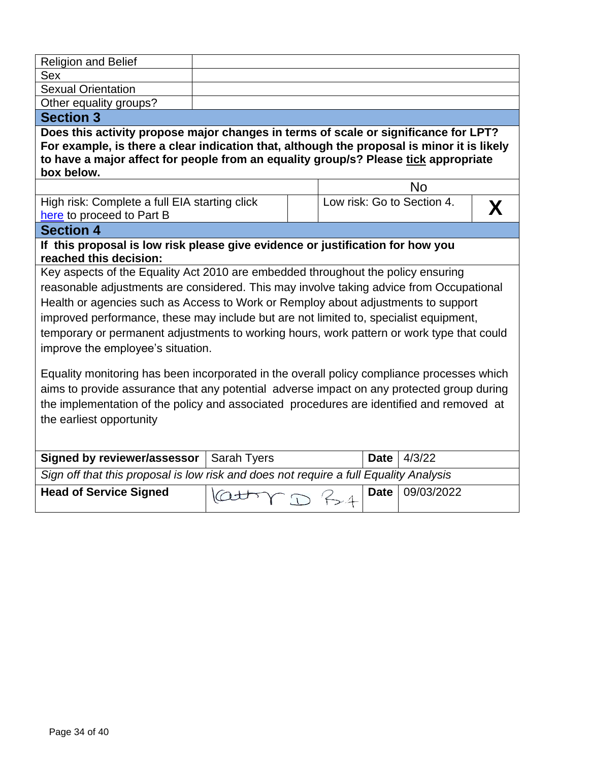| | |
|---|---|
| Religion and Belief | |
| Sex | |
| Sexual Orientation | |
| Other equality groups? | |

## Section 3

**Does this activity propose major changes in terms of scale or significance for LPT? For example, is there a clear indication that, although the proposal is minor it is likely to have a major affect for people from an equality group/s? Please tick appropriate box below.**

| | | No | |
|---|---|---|---|
| High risk: Complete a full EIA starting click here to proceed to Part B | | Low risk: Go to Section 4. | X |

## Section 4

**If this proposal is low risk please give evidence or justification for how you reached this decision:**

Key aspects of the Equality Act 2010 are embedded throughout the policy ensuring reasonable adjustments are considered. This may involve taking advice from Occupational Health or agencies such as Access to Work or Remploy about adjustments to support improved performance, these may include but are not limited to, specialist equipment, temporary or permanent adjustments to working hours, work pattern or work type that could improve the employee's situation.

Equality monitoring has been incorporated in the overall policy compliance processes which aims to provide assurance that any potential adverse impact on any protected group during the implementation of the policy and associated procedures are identified and removed at the earliest opportunity

| **Signed by reviewer/assessor** | Sarah Tyers | **Date** | 4/3/22 |
|---|---|---|---|
| *Sign off that this proposal is low risk and does not require a full Equality Analysis* | | | |
| **Head of Service Signed** | [signature] | **Date** | 09/03/2022 |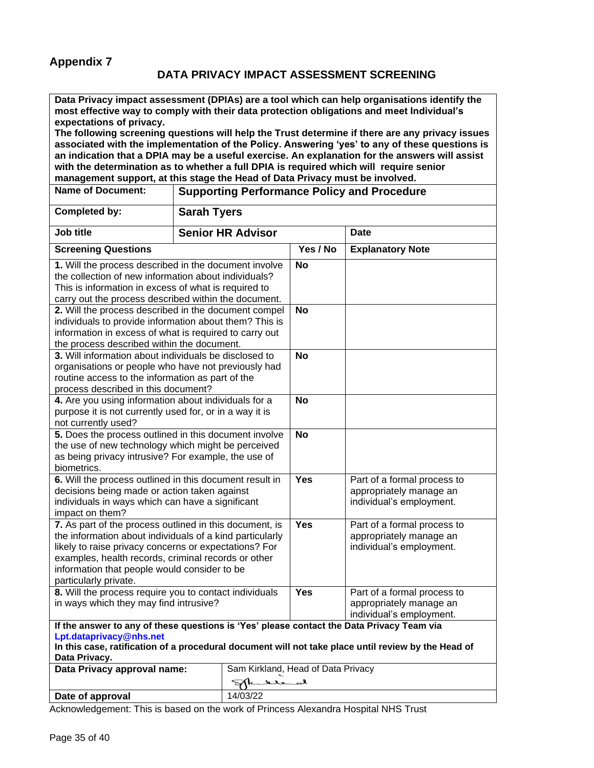## Appendix 7

### DATA PRIVACY IMPACT ASSESSMENT SCREENING

**Data Privacy impact assessment (DPIAs) are a tool which can help organisations identify the most effective way to comply with their data protection obligations and meet Individual's expectations of privacy.**

**The following screening questions will help the Trust determine if there are any privacy issues associated with the implementation of the Policy. Answering 'yes' to any of these questions is an indication that a DPIA may be a useful exercise. An explanation for the answers will assist with the determination as to whether a full DPIA is required which will require senior management support, at this stage the Head of Data Privacy must be involved.**

| **Name of Document:** | **Supporting Performance Policy and Procedure** | | |
|---|---|---|---|
| **Completed by:** | **Sarah Tyers** | | |
| **Job title** | **Senior HR Advisor** | | **Date** |

| **Screening Questions** | **Yes / No** | **Explanatory Note** |
|---|---|---|
| **1.** Will the process described in the document involve the collection of new information about individuals? This is information in excess of what is required to carry out the process described within the document. | **No** | |
| **2.** Will the process described in the document compel individuals to provide information about them? This is information in excess of what is required to carry out the process described within the document. | **No** | |
| **3.** Will information about individuals be disclosed to organisations or people who have not previously had routine access to the information as part of the process described in this document? | **No** | |
| **4.** Are you using information about individuals for a purpose it is not currently used for, or in a way it is not currently used? | **No** | |
| **5.** Does the process outlined in this document involve the use of new technology which might be perceived as being privacy intrusive? For example, the use of biometrics. | **No** | |
| **6.** Will the process outlined in this document result in decisions being made or action taken against individuals in ways which can have a significant impact on them? | **Yes** | Part of a formal process to appropriately manage an individual's employment. |
| **7.** As part of the process outlined in this document, is the information about individuals of a kind particularly likely to raise privacy concerns or expectations? For examples, health records, criminal records or other information that people would consider to be particularly private. | **Yes** | Part of a formal process to appropriately manage an individual's employment. |
| **8.** Will the process require you to contact individuals in ways which they may find intrusive? | **Yes** | Part of a formal process to appropriately manage an individual's employment. |

**If the answer to any of these questions is 'Yes' please contact the Data Privacy Team via Lpt.dataprivacy@nhs.net**

**In this case, ratification of a procedural document will not take place until review by the Head of Data Privacy.**

| **Data Privacy approval name:** | Sam Kirkland, Head of Data Privacy (signature) |
|---|---|
| **Date of approval** | 14/03/22 |

Acknowledgement: This is based on the work of Princess Alexandra Hospital NHS Trust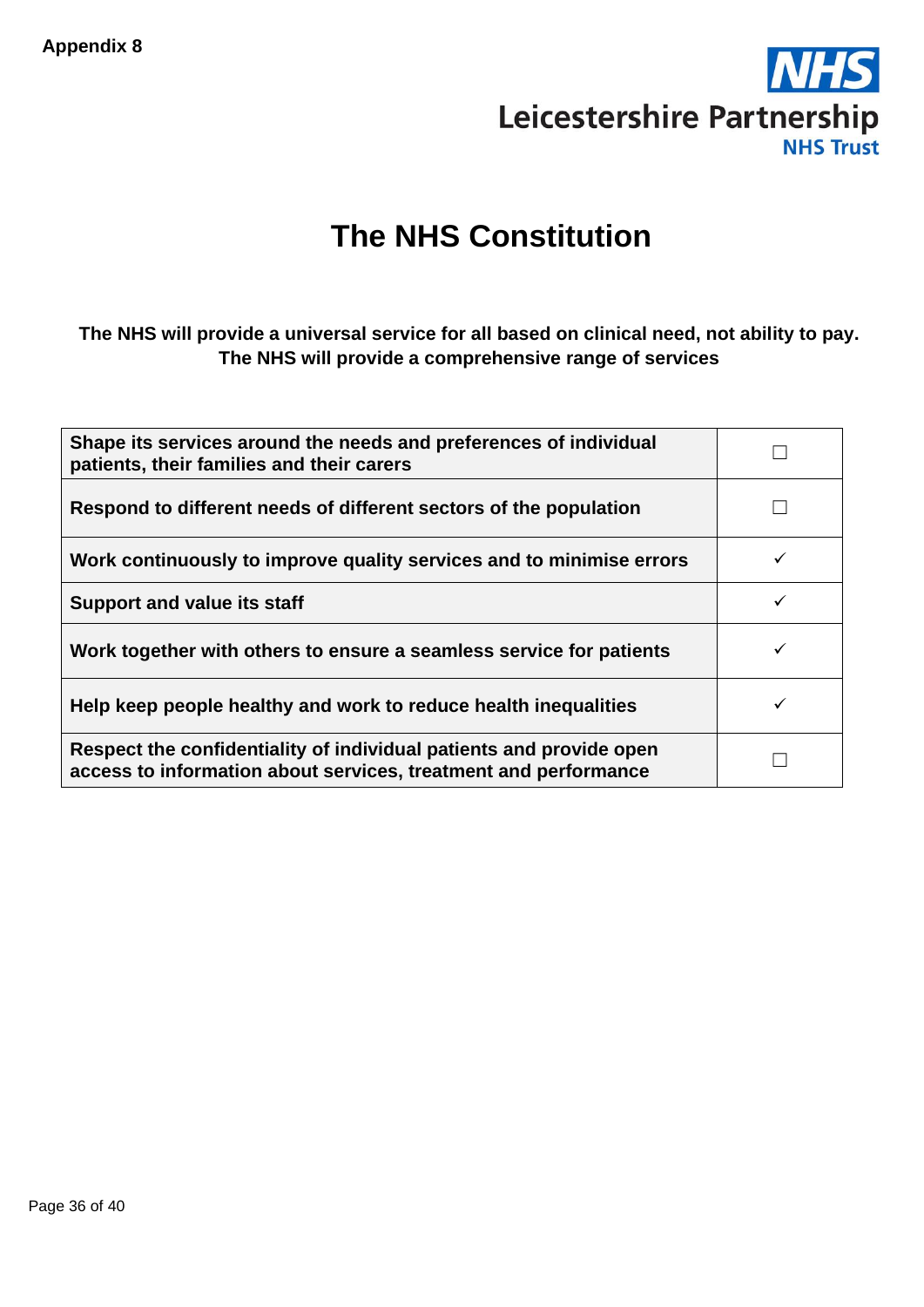**Appendix 8**

Leicestershire Partnership NHS Trust

# The NHS Constitution

**The NHS will provide a universal service for all based on clinical need, not ability to pay. The NHS will provide a comprehensive range of services**

| | |
|---|---|
| **Shape its services around the needs and preferences of individual patients, their families and their carers** | ☐ |
| **Respond to different needs of different sectors of the population** | ☐ |
| **Work continuously to improve quality services and to minimise errors** | ✓ |
| **Support and value its staff** | ✓ |
| **Work together with others to ensure a seamless service for patients** | ✓ |
| **Help keep people healthy and work to reduce health inequalities** | ✓ |
| **Respect the confidentiality of individual patients and provide open access to information about services, treatment and performance** | ☐ |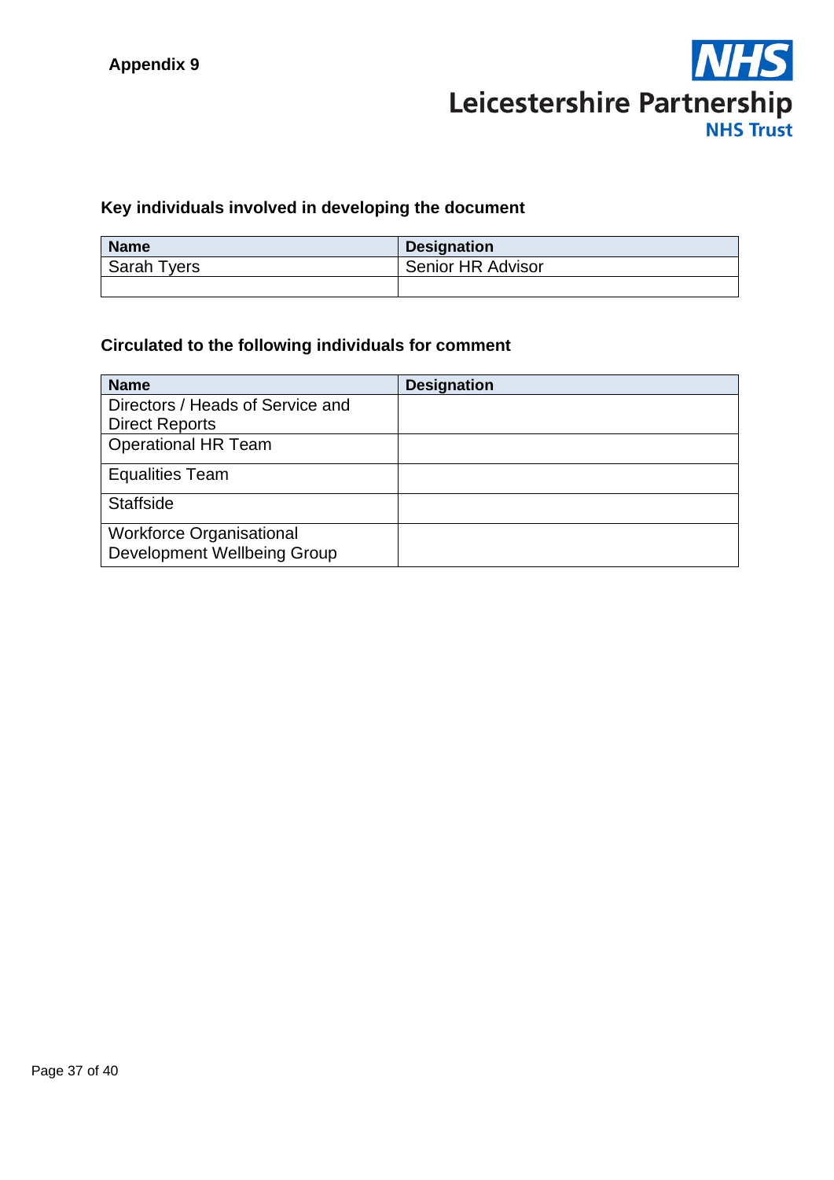Appendix 9

Leicestershire Partnership NHS Trust

## Key individuals involved in developing the document

| Name | Designation |
|---|---|
| Sarah Tyers | Senior HR Advisor |
| | |

## Circulated to the following individuals for comment

| Name | Designation |
|---|---|
| Directors / Heads of Service and Direct Reports | |
| Operational HR Team | |
| Equalities Team | |
| Staffside | |
| Workforce Organisational Development Wellbeing Group | |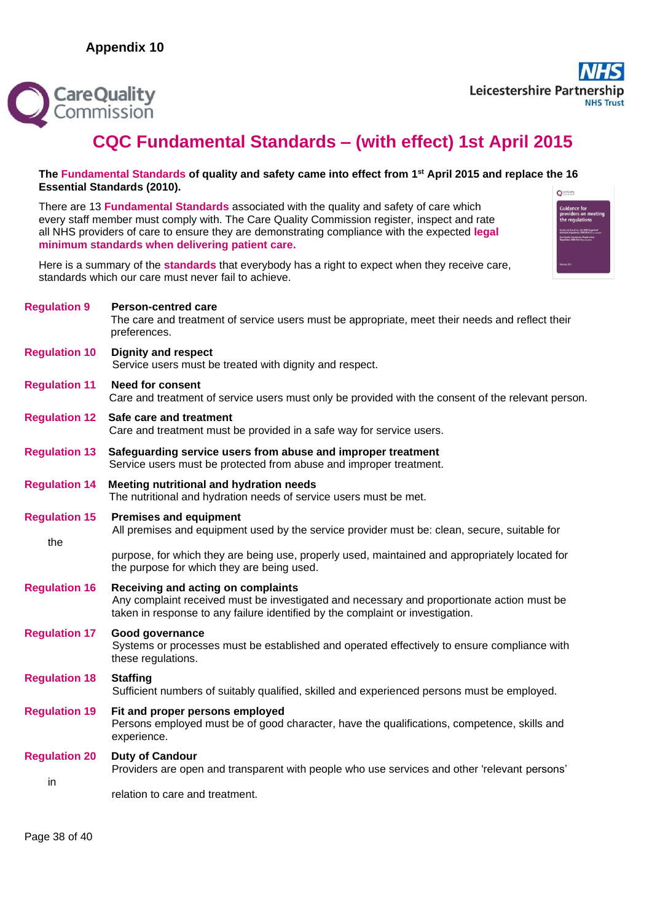**Appendix 10**

# CQC Fundamental Standards – (with effect) 1st April 2015

**The Fundamental Standards of quality and safety came into effect from 1st April 2015 and replace the 16 Essential Standards (2010).**

There are 13 **Fundamental Standards** associated with the quality and safety of care which every staff member must comply with. The Care Quality Commission register, inspect and rate all NHS providers of care to ensure they are demonstrating compliance with the expected **legal minimum standards when delivering patient care.**

Here is a summary of the **standards** that everybody has a right to expect when they receive care, standards which our care must never fail to achieve.

**Regulation 9** — **Person-centred care**
The care and treatment of service users must be appropriate, meet their needs and reflect their preferences.

**Regulation 10** — **Dignity and respect**
Service users must be treated with dignity and respect.

**Regulation 11** — **Need for consent**
Care and treatment of service users must only be provided with the consent of the relevant person.

**Regulation 12** — **Safe care and treatment**
Care and treatment must be provided in a safe way for service users.

**Regulation 13** — **Safeguarding service users from abuse and improper treatment**
Service users must be protected from abuse and improper treatment.

**Regulation 14** — **Meeting nutritional and hydration needs**
The nutritional and hydration needs of service users must be met.

**Regulation 15** — **Premises and equipment**
All premises and equipment used by the service provider must be: clean, secure, suitable for the purpose, for which they are being use, properly used, maintained and appropriately located for the purpose for which they are being used.

**Regulation 16** — **Receiving and acting on complaints**
Any complaint received must be investigated and necessary and proportionate action must be taken in response to any failure identified by the complaint or investigation.

**Regulation 17** — **Good governance**
Systems or processes must be established and operated effectively to ensure compliance with these regulations.

**Regulation 18** — **Staffing**
Sufficient numbers of suitably qualified, skilled and experienced persons must be employed.

**Regulation 19** — **Fit and proper persons employed**
Persons employed must be of good character, have the qualifications, competence, skills and experience.

**Regulation 20** — **Duty of Candour**
Providers are open and transparent with people who use services and other 'relevant persons' in relation to care and treatment.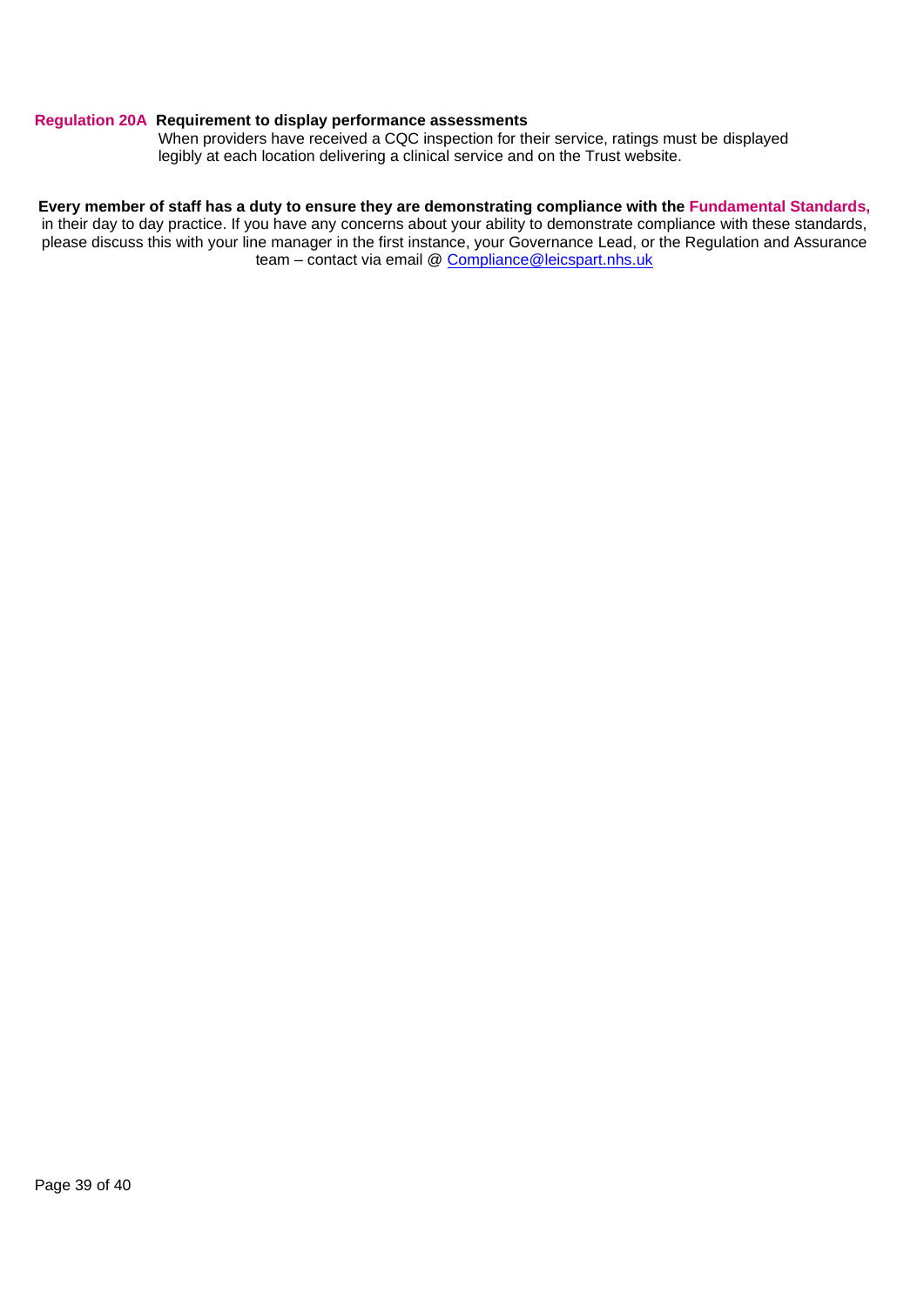**Regulation 20A Requirement to display performance assessments**

When providers have received a CQC inspection for their service, ratings must be displayed legibly at each location delivering a clinical service and on the Trust website.

**Every member of staff has a duty to ensure they are demonstrating compliance with the Fundamental Standards,** in their day to day practice. If you have any concerns about your ability to demonstrate compliance with these standards, please discuss this with your line manager in the first instance, your Governance Lead, or the Regulation and Assurance team – contact via email @ Compliance@leicspart.nhs.uk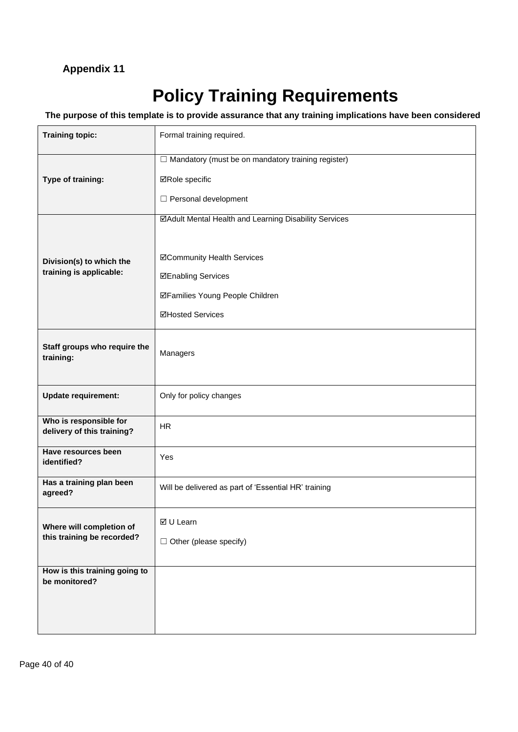**Appendix 11**

# Policy Training Requirements

**The purpose of this template is to provide assurance that any training implications have been considered**

| | |
|---|---|
| **Training topic:** | Formal training required. |
| **Type of training:** | ☐ Mandatory (must be on mandatory training register)<br>☑Role specific<br>☐ Personal development |
| **Division(s) to which the training is applicable:** | ☑Adult Mental Health and Learning Disability Services<br>☑Community Health Services<br>☑Enabling Services<br>☑Families Young People Children<br>☑Hosted Services |
| **Staff groups who require the training:** | Managers |
| **Update requirement:** | Only for policy changes |
| **Who is responsible for delivery of this training?** | HR |
| **Have resources been identified?** | Yes |
| **Has a training plan been agreed?** | Will be delivered as part of 'Essential HR' training |
| **Where will completion of this training be recorded?** | ☑ U Learn<br>☐ Other (please specify) |
| **How is this training going to be monitored?** | |